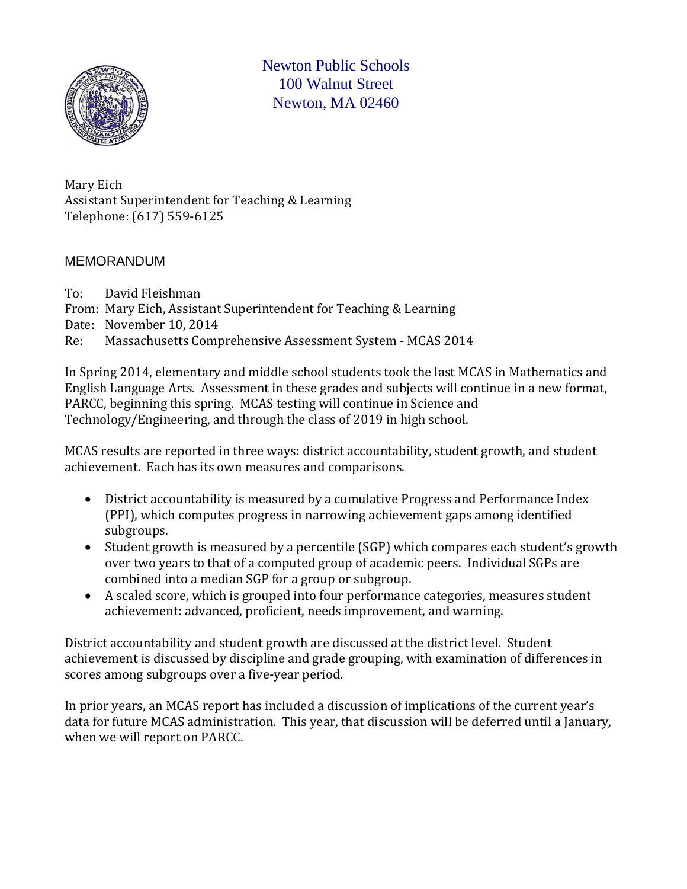Newton Public Schools
100 Walnut Street
Newton, MA 02460

Mary Eich
Assistant Superintendent for Teaching & Learning
Telephone: (617) 559-6125

MEMORANDUM

To: David Fleishman
From: Mary Eich, Assistant Superintendent for Teaching & Learning
Date: November 10, 2014
Re: Massachusetts Comprehensive Assessment System - MCAS 2014

In Spring 2014, elementary and middle school students took the last MCAS in Mathematics and English Language Arts. Assessment in these grades and subjects will continue in a new format, PARCC, beginning this spring. MCAS testing will continue in Science and Technology/Engineering, and through the class of 2019 in high school.

MCAS results are reported in three ways: district accountability, student growth, and student achievement. Each has its own measures and comparisons.

- District accountability is measured by a cumulative Progress and Performance Index (PPI), which computes progress in narrowing achievement gaps among identified subgroups.
- Student growth is measured by a percentile (SGP) which compares each student's growth over two years to that of a computed group of academic peers. Individual SGPs are combined into a median SGP for a group or subgroup.
- A scaled score, which is grouped into four performance categories, measures student achievement: advanced, proficient, needs improvement, and warning.

District accountability and student growth are discussed at the district level. Student achievement is discussed by discipline and grade grouping, with examination of differences in scores among subgroups over a five-year period.

In prior years, an MCAS report has included a discussion of implications of the current year's data for future MCAS administration. This year, that discussion will be deferred until a January, when we will report on PARCC.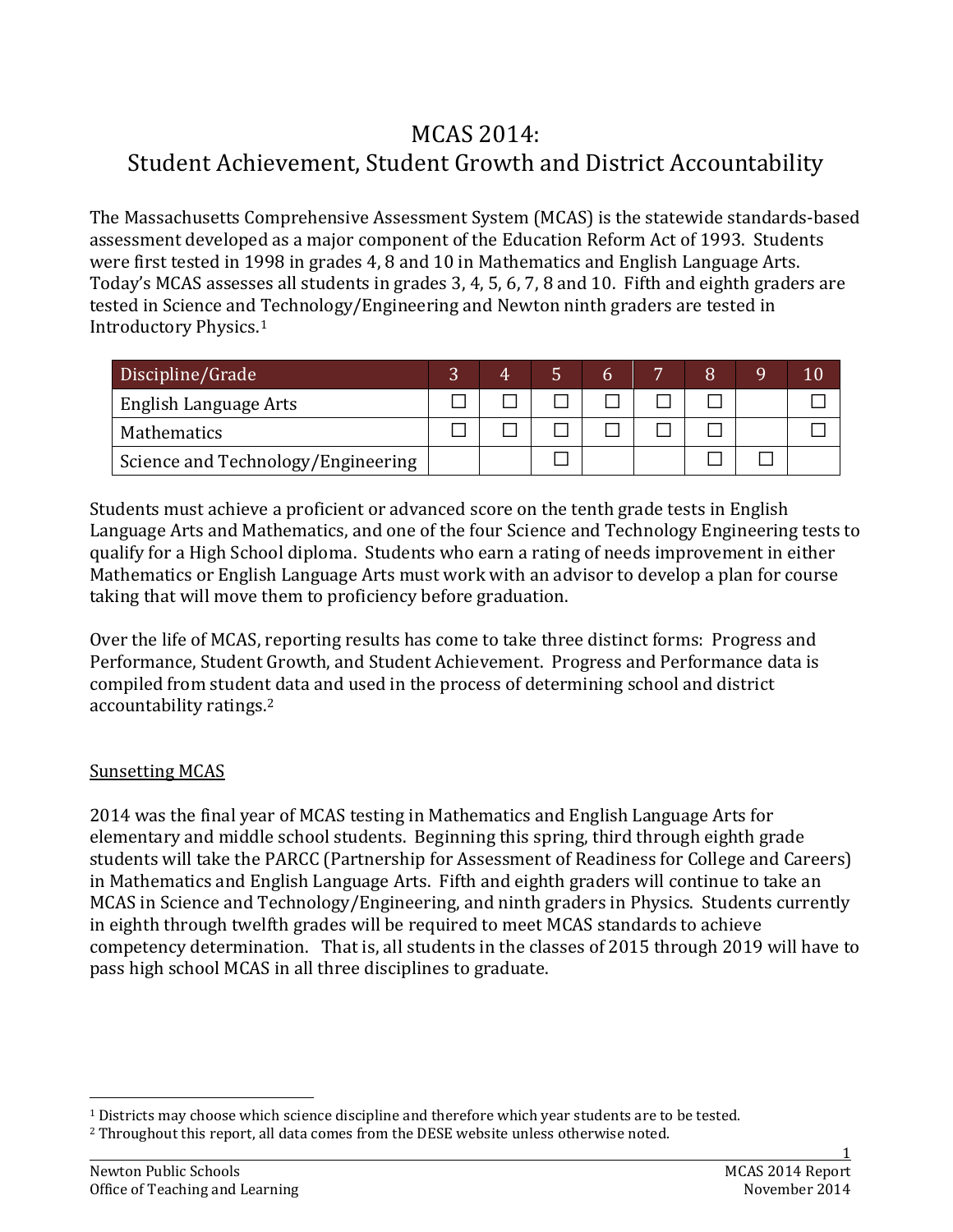# MCAS 2014:
# Student Achievement, Student Growth and District Accountability

The Massachusetts Comprehensive Assessment System (MCAS) is the statewide standards-based assessment developed as a major component of the Education Reform Act of 1993. Students were first tested in 1998 in grades 4, 8 and 10 in Mathematics and English Language Arts. Today's MCAS assesses all students in grades 3, 4, 5, 6, 7, 8 and 10. Fifth and eighth graders are tested in Science and Technology/Engineering and Newton ninth graders are tested in Introductory Physics.[1]

| Discipline/Grade | 3 | 4 | 5 | 6 | 7 | 8 | 9 | 10 |
|---|---|---|---|---|---|---|---|---|
| English Language Arts | ☐ | ☐ | ☐ | ☐ | ☐ | ☐ | | ☐ |
| Mathematics | ☐ | ☐ | ☐ | ☐ | ☐ | ☐ | | ☐ |
| Science and Technology/Engineering | | | ☐ | | | ☐ | ☐ | |

Students must achieve a proficient or advanced score on the tenth grade tests in English Language Arts and Mathematics, and one of the four Science and Technology Engineering tests to qualify for a High School diploma. Students who earn a rating of needs improvement in either Mathematics or English Language Arts must work with an advisor to develop a plan for course taking that will move them to proficiency before graduation.

Over the life of MCAS, reporting results has come to take three distinct forms: Progress and Performance, Student Growth, and Student Achievement. Progress and Performance data is compiled from student data and used in the process of determining school and district accountability ratings.[2]

## Sunsetting MCAS

2014 was the final year of MCAS testing in Mathematics and English Language Arts for elementary and middle school students. Beginning this spring, third through eighth grade students will take the PARCC (Partnership for Assessment of Readiness for College and Careers) in Mathematics and English Language Arts. Fifth and eighth graders will continue to take an MCAS in Science and Technology/Engineering, and ninth graders in Physics. Students currently in eighth through twelfth grades will be required to meet MCAS standards to achieve competency determination. That is, all students in the classes of 2015 through 2019 will have to pass high school MCAS in all three disciplines to graduate.

---

[1] Districts may choose which science discipline and therefore which year students are to be tested.

[2] Throughout this report, all data comes from the DESE website unless otherwise noted.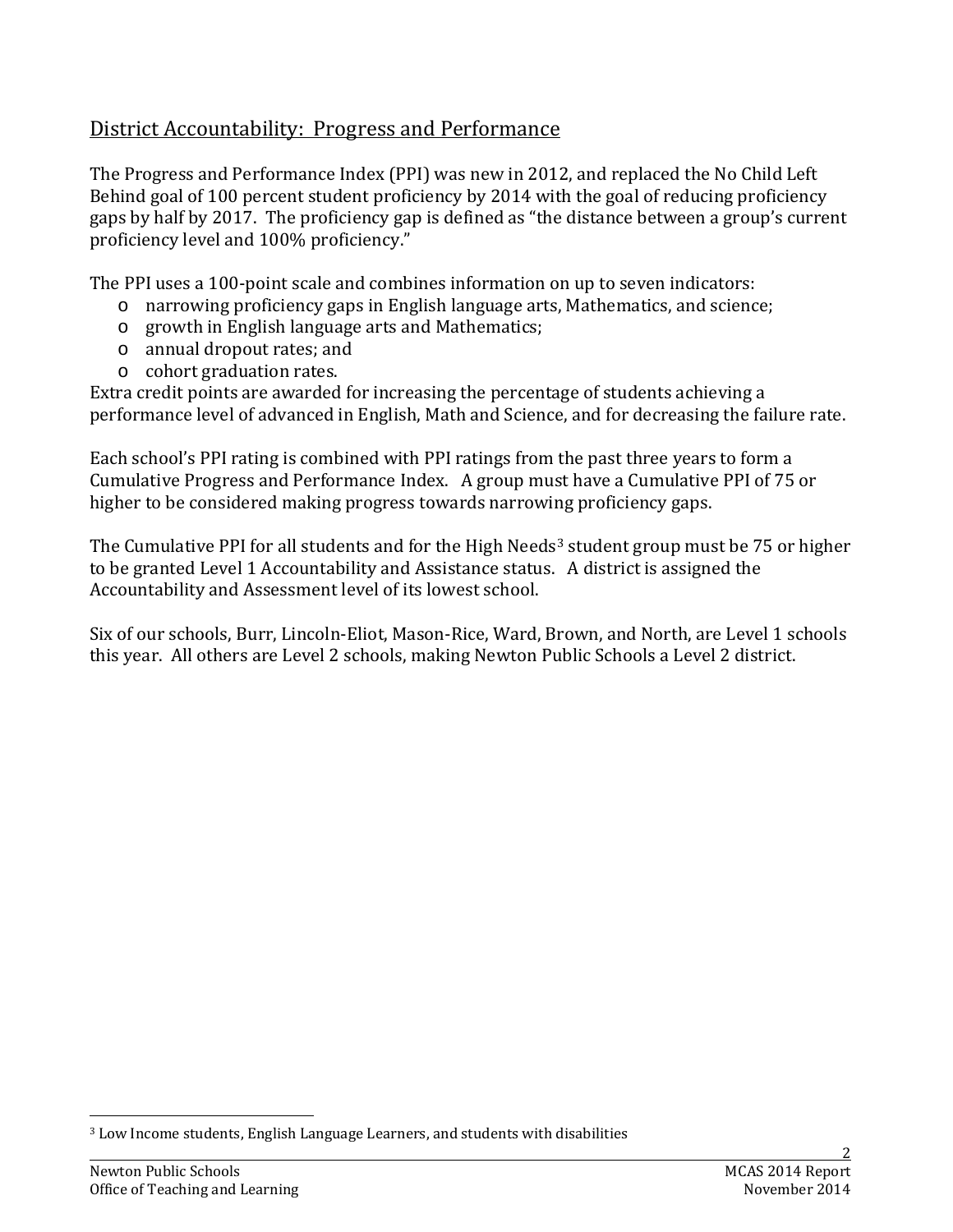## District Accountability: Progress and Performance

The Progress and Performance Index (PPI) was new in 2012, and replaced the No Child Left Behind goal of 100 percent student proficiency by 2014 with the goal of reducing proficiency gaps by half by 2017. The proficiency gap is defined as "the distance between a group's current proficiency level and 100% proficiency."

The PPI uses a 100-point scale and combines information on up to seven indicators:

- narrowing proficiency gaps in English language arts, Mathematics, and science;
- growth in English language arts and Mathematics;
- annual dropout rates; and
- cohort graduation rates.

Extra credit points are awarded for increasing the percentage of students achieving a performance level of advanced in English, Math and Science, and for decreasing the failure rate.

Each school's PPI rating is combined with PPI ratings from the past three years to form a Cumulative Progress and Performance Index. A group must have a Cumulative PPI of 75 or higher to be considered making progress towards narrowing proficiency gaps.

The Cumulative PPI for all students and for the High Needs[3] student group must be 75 or higher to be granted Level 1 Accountability and Assistance status. A district is assigned the Accountability and Assessment level of its lowest school.

Six of our schools, Burr, Lincoln-Eliot, Mason-Rice, Ward, Brown, and North, are Level 1 schools this year. All others are Level 2 schools, making Newton Public Schools a Level 2 district.

---

[3] Low Income students, English Language Learners, and students with disabilities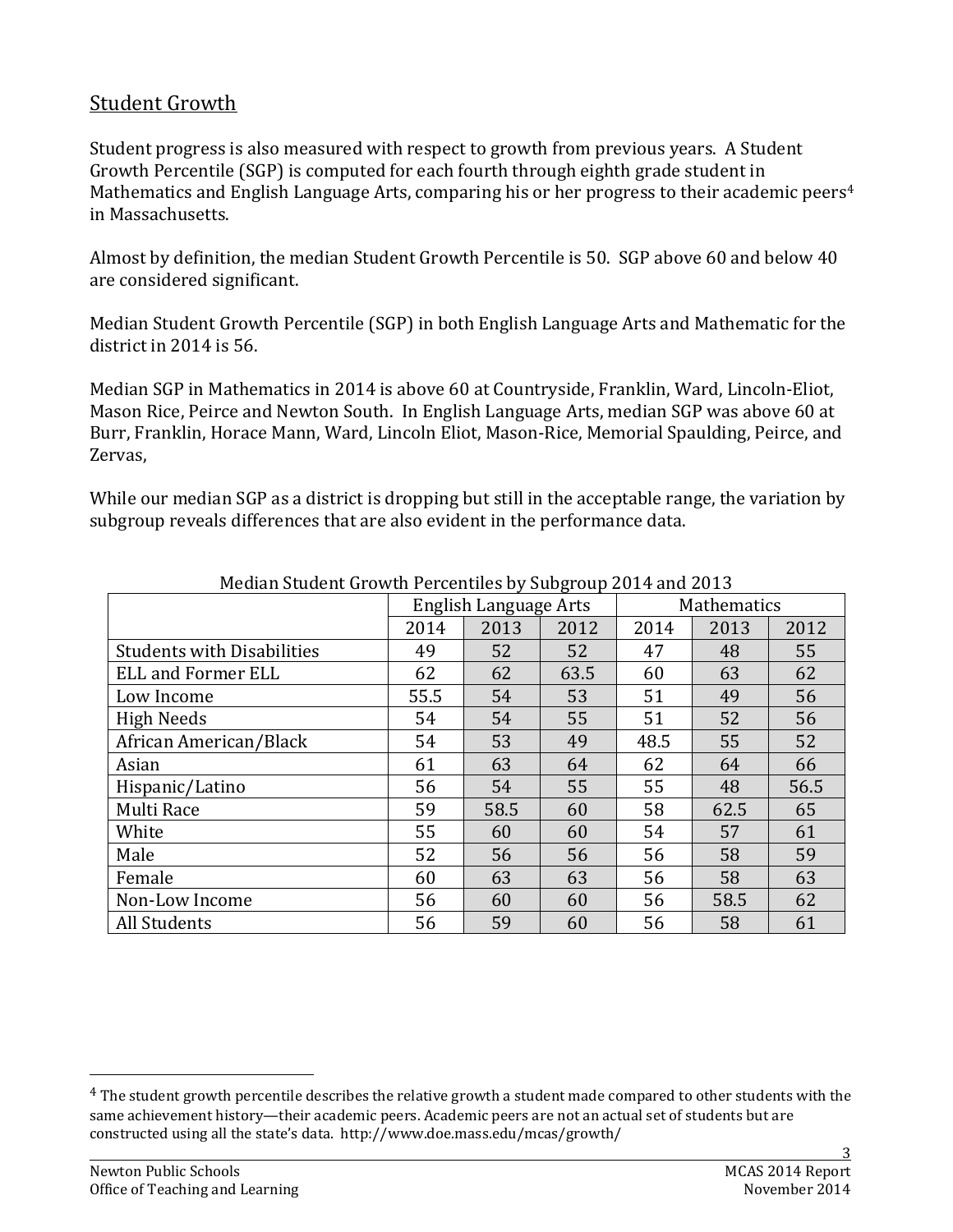## Student Growth

Student progress is also measured with respect to growth from previous years. A Student Growth Percentile (SGP) is computed for each fourth through eighth grade student in Mathematics and English Language Arts, comparing his or her progress to their academic peers[4] in Massachusetts.

Almost by definition, the median Student Growth Percentile is 50. SGP above 60 and below 40 are considered significant.

Median Student Growth Percentile (SGP) in both English Language Arts and Mathematic for the district in 2014 is 56.

Median SGP in Mathematics in 2014 is above 60 at Countryside, Franklin, Ward, Lincoln-Eliot, Mason Rice, Peirce and Newton South. In English Language Arts, median SGP was above 60 at Burr, Franklin, Horace Mann, Ward, Lincoln Eliot, Mason-Rice, Memorial Spaulding, Peirce, and Zervas,

While our median SGP as a district is dropping but still in the acceptable range, the variation by subgroup reveals differences that are also evident in the performance data.

Median Student Growth Percentiles by Subgroup 2014 and 2013

| | English Language Arts | | | Mathematics | | |
|---|---|---|---|---|---|---|
| | 2014 | 2013 | 2012 | 2014 | 2013 | 2012 |
| Students with Disabilities | 49 | 52 | 52 | 47 | 48 | 55 |
| ELL and Former ELL | 62 | 62 | 63.5 | 60 | 63 | 62 |
| Low Income | 55.5 | 54 | 53 | 51 | 49 | 56 |
| High Needs | 54 | 54 | 55 | 51 | 52 | 56 |
| African American/Black | 54 | 53 | 49 | 48.5 | 55 | 52 |
| Asian | 61 | 63 | 64 | 62 | 64 | 66 |
| Hispanic/Latino | 56 | 54 | 55 | 55 | 48 | 56.5 |
| Multi Race | 59 | 58.5 | 60 | 58 | 62.5 | 65 |
| White | 55 | 60 | 60 | 54 | 57 | 61 |
| Male | 52 | 56 | 56 | 56 | 58 | 59 |
| Female | 60 | 63 | 63 | 56 | 58 | 63 |
| Non-Low Income | 56 | 60 | 60 | 56 | 58.5 | 62 |
| All Students | 56 | 59 | 60 | 56 | 58 | 61 |

[4] The student growth percentile describes the relative growth a student made compared to other students with the same achievement history—their academic peers. Academic peers are not an actual set of students but are constructed using all the state's data. http://www.doe.mass.edu/mcas/growth/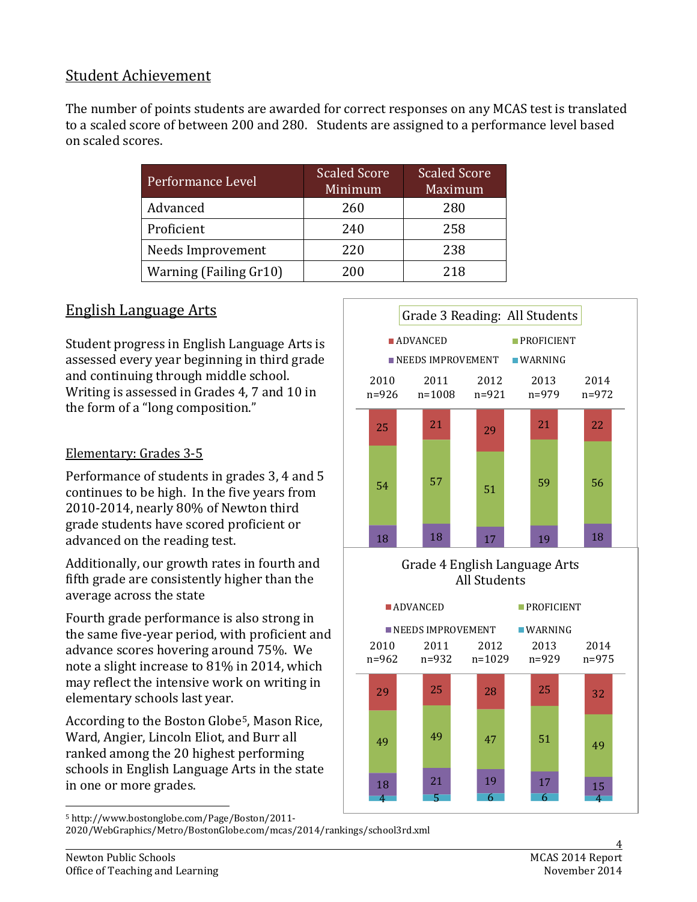## Student Achievement

The number of points students are awarded for correct responses on any MCAS test is translated to a scaled score of between 200 and 280. Students are assigned to a performance level based on scaled scores.

| Performance Level | Scaled Score Minimum | Scaled Score Maximum |
|---|---|---|
| Advanced | 260 | 280 |
| Proficient | 240 | 258 |
| Needs Improvement | 220 | 238 |
| Warning (Failing Gr10) | 200 | 218 |

## English Language Arts

Student progress in English Language Arts is assessed every year beginning in third grade and continuing through middle school. Writing is assessed in Grades 4, 7 and 10 in the form of a "long composition."

### Elementary: Grades 3-5

Performance of students in grades 3, 4 and 5 continues to be high. In the five years from 2010-2014, nearly 80% of Newton third grade students have scored proficient or advanced on the reading test.

Additionally, our growth rates in fourth and fifth grade are consistently higher than the average across the state

Fourth grade performance is also strong in the same five-year period, with proficient and advance scores hovering around 75%. We note a slight increase to 81% in 2014, which may reflect the intensive work on writing in elementary schools last year.

According to the Boston Globe[5], Mason Rice, Ward, Angier, Lincoln Eliot, and Burr all ranked among the 20 highest performing schools in English Language Arts in the state in one or more grades.

**Grade 3 Reading: All Students**

| | 2010 n=926 | 2011 n=1008 | 2012 n=921 | 2013 n=979 | 2014 n=972 |
|---|---|---|---|---|---|
| ADVANCED | 25 | 21 | 29 | 21 | 22 |
| PROFICIENT | 54 | 57 | 51 | 59 | 56 |
| NEEDS IMPROVEMENT | 18 | 18 | 17 | 19 | 18 |
| WARNING | | | | | |

**Grade 4 English Language Arts All Students**

| | 2010 n=962 | 2011 n=932 | 2012 n=1029 | 2013 n=929 | 2014 n=975 |
|---|---|---|---|---|---|
| ADVANCED | 29 | 25 | 28 | 25 | 32 |
| PROFICIENT | 49 | 49 | 47 | 51 | 49 |
| NEEDS IMPROVEMENT | 18 | 21 | 19 | 17 | 15 |
| WARNING | 4 | 5 | 6 | 6 | 4 |

[5] http://www.bostonglobe.com/Page/Boston/2011-2020/WebGraphics/Metro/BostonGlobe.com/mcas/2014/rankings/school3rd.xml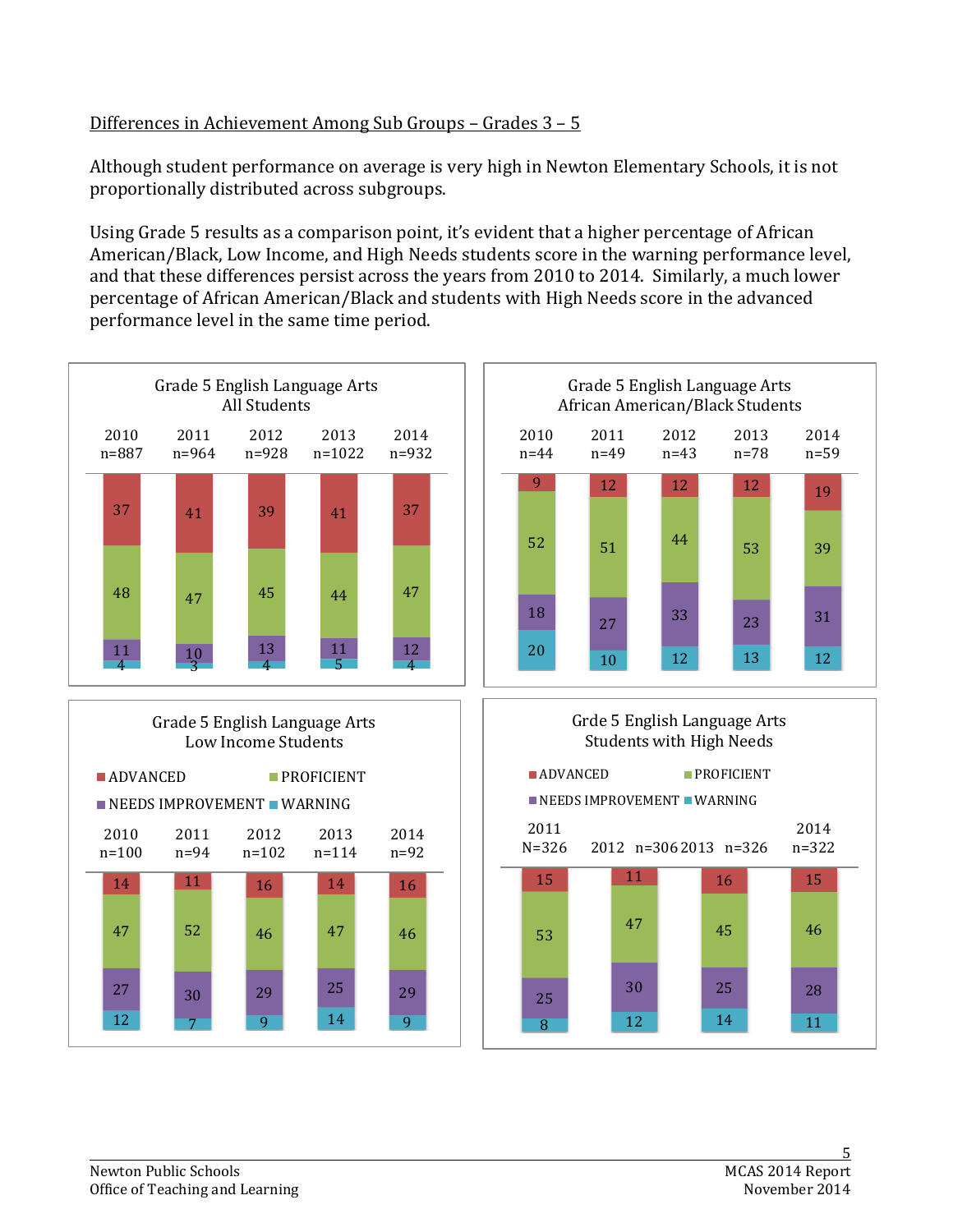Differences in Achievement Among Sub Groups – Grades 3 – 5

Although student performance on average is very high in Newton Elementary Schools, it is not proportionally distributed across subgroups.

Using Grade 5 results as a comparison point, it's evident that a higher percentage of African American/Black, Low Income, and High Needs students score in the warning performance level, and that these differences persist across the years from 2010 to 2014. Similarly, a much lower percentage of African American/Black and students with High Needs score in the advanced performance level in the same time period.

**Grade 5 English Language Arts — All Students**

| | 2010 n=887 | 2011 n=964 | 2012 n=928 | 2013 n=1022 | 2014 n=932 |
|---|---|---|---|---|---|
| ADVANCED | 37 | 41 | 39 | 41 | 37 |
| PROFICIENT | 48 | 47 | 45 | 44 | 47 |
| NEEDS IMPROVEMENT | 11 | 10 | 13 | 11 | 12 |
| WARNING | 4 | 3 | 4 | 5 | 4 |

**Grade 5 English Language Arts — African American/Black Students**

| | 2010 n=44 | 2011 n=49 | 2012 n=43 | 2013 n=78 | 2014 n=59 |
|---|---|---|---|---|---|
| ADVANCED | 9 | 12 | 12 | 12 | 19 |
| PROFICIENT | 52 | 51 | 44 | 53 | 39 |
| NEEDS IMPROVEMENT | 18 | 27 | 33 | 23 | 31 |
| WARNING | 20 | 10 | 12 | 13 | 12 |

**Grade 5 English Language Arts — Low Income Students**

| | 2010 n=100 | 2011 n=94 | 2012 n=102 | 2013 n=114 | 2014 n=92 |
|---|---|---|---|---|---|
| ADVANCED | 14 | 11 | 16 | 14 | 16 |
| PROFICIENT | 47 | 52 | 46 | 47 | 46 |
| NEEDS IMPROVEMENT | 27 | 30 | 29 | 25 | 29 |
| WARNING | 12 | 7 | 9 | 14 | 9 |

**Grde 5 English Language Arts — Students with High Needs**

| | 2011 N=326 | 2012 n=306 | 2013 n=326 | 2014 n=322 |
|---|---|---|---|---|
| ADVANCED | 15 | 11 | 16 | 15 |
| PROFICIENT | 53 | 47 | 45 | 46 |
| NEEDS IMPROVEMENT | 25 | 30 | 25 | 28 |
| WARNING | 8 | 12 | 14 | 11 |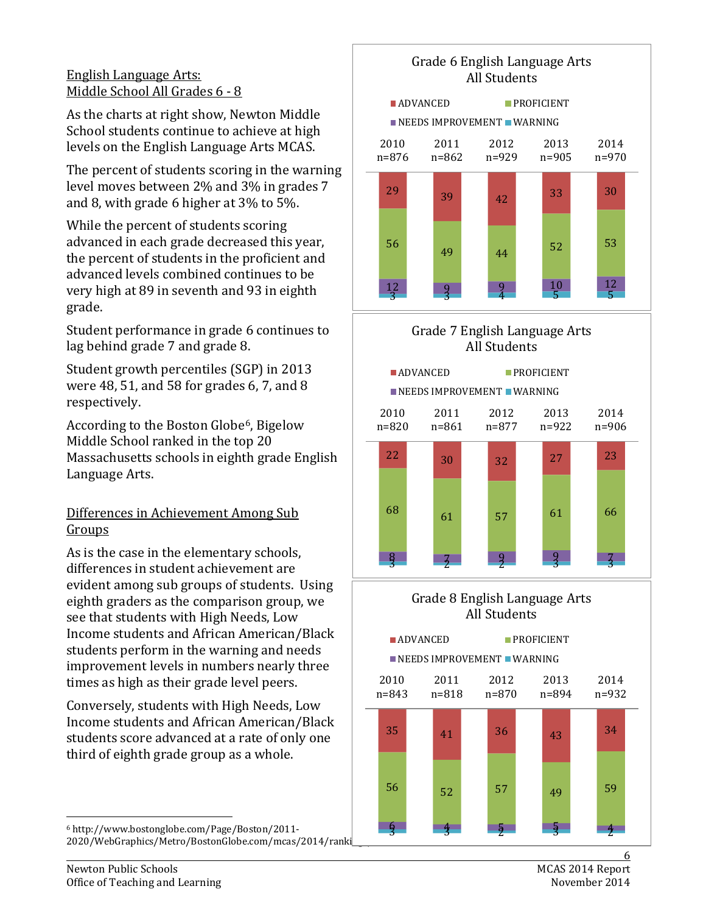## English Language Arts: Middle School All Grades 6 - 8

As the charts at right show, Newton Middle School students continue to achieve at high levels on the English Language Arts MCAS.

The percent of students scoring in the warning level moves between 2% and 3% in grades 7 and 8, with grade 6 higher at 3% to 5%.

While the percent of students scoring advanced in each grade decreased this year, the percent of students in the proficient and advanced levels combined continues to be very high at 89 in seventh and 93 in eighth grade.

Student performance in grade 6 continues to lag behind grade 7 and grade 8.

Student growth percentiles (SGP) in 2013 were 48, 51, and 58 for grades 6, 7, and 8 respectively.

According to the Boston Globe[6], Bigelow Middle School ranked in the top 20 Massachusetts schools in eighth grade English Language Arts.

## Differences in Achievement Among Sub Groups

As is the case in the elementary schools, differences in student achievement are evident among sub groups of students. Using eighth graders as the comparison group, we see that students with High Needs, Low Income students and African American/Black students perform in the warning and needs improvement levels in numbers nearly three times as high as their grade level peers.

Conversely, students with High Needs, Low Income students and African American/Black students score advanced at a rate of only one third of eighth grade group as a whole.

**Grade 6 English Language Arts – All Students**

| | 2010 n=876 | 2011 n=862 | 2012 n=929 | 2013 n=905 | 2014 n=970 |
|---|---|---|---|---|---|
| ADVANCED | 29 | 39 | 42 | 33 | 30 |
| PROFICIENT | 56 | 49 | 44 | 52 | 53 |
| NEEDS IMPROVEMENT | 12 | 9 | 9 | 10 | 12 |
| WARNING | 3 | 3 | 4 | 5 | 5 |

**Grade 7 English Language Arts – All Students**

| | 2010 n=820 | 2011 n=861 | 2012 n=877 | 2013 n=922 | 2014 n=906 |
|---|---|---|---|---|---|
| ADVANCED | 22 | 30 | 32 | 27 | 23 |
| PROFICIENT | 68 | 61 | 57 | 61 | 66 |
| NEEDS IMPROVEMENT | 8 | 7 | 9 | 9 | 7 |
| WARNING | 3 | 2 | 2 | 3 | 3 |

**Grade 8 English Language Arts – All Students**

| | 2010 n=843 | 2011 n=818 | 2012 n=870 | 2013 n=894 | 2014 n=932 |
|---|---|---|---|---|---|
| ADVANCED | 35 | 41 | 36 | 43 | 34 |
| PROFICIENT | 56 | 52 | 57 | 49 | 59 |
| NEEDS IMPROVEMENT | 6 | 4 | 5 | 5 | 4 |
| WARNING | 3 | 3 | 2 | 3 | 2 |

[6] http://www.bostonglobe.com/Page/Boston/2011-2020/WebGraphics/Metro/BostonGlobe.com/mcas/2014/ranki...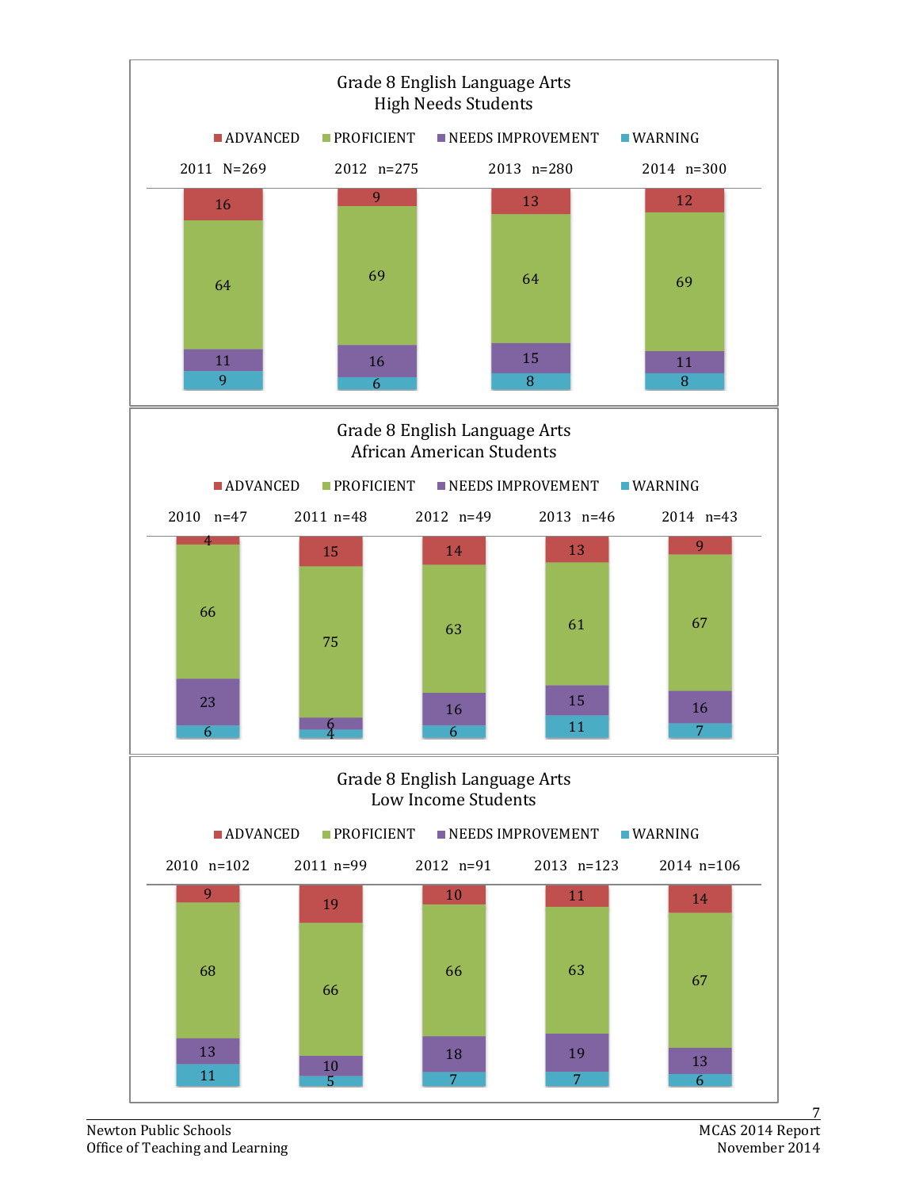## Grade 8 English Language Arts
### High Needs Students

| | 2011 N=269 | 2012 n=275 | 2013 n=280 | 2014 n=300 |
|---|---|---|---|---|
| ADVANCED | 16 | 9 | 13 | 12 |
| PROFICIENT | 64 | 69 | 64 | 69 |
| NEEDS IMPROVEMENT | 11 | 16 | 15 | 11 |
| WARNING | 9 | 6 | 8 | 8 |

## Grade 8 English Language Arts
### African American Students

| | 2010 n=47 | 2011 n=48 | 2012 n=49 | 2013 n=46 | 2014 n=43 |
|---|---|---|---|---|---|
| ADVANCED | 4 | 15 | 14 | 13 | 9 |
| PROFICIENT | 66 | 75 | 63 | 61 | 67 |
| NEEDS IMPROVEMENT | 23 | 6 | 16 | 15 | 16 |
| WARNING | 6 | 4 | 6 | 11 | 7 |

## Grade 8 English Language Arts
### Low Income Students

| | 2010 n=102 | 2011 n=99 | 2012 n=91 | 2013 n=123 | 2014 n=106 |
|---|---|---|---|---|---|
| ADVANCED | 9 | 19 | 10 | 11 | 14 |
| PROFICIENT | 68 | 66 | 66 | 63 | 67 |
| NEEDS IMPROVEMENT | 13 | 10 | 18 | 19 | 13 |
| WARNING | 11 | 5 | 7 | 7 | 6 |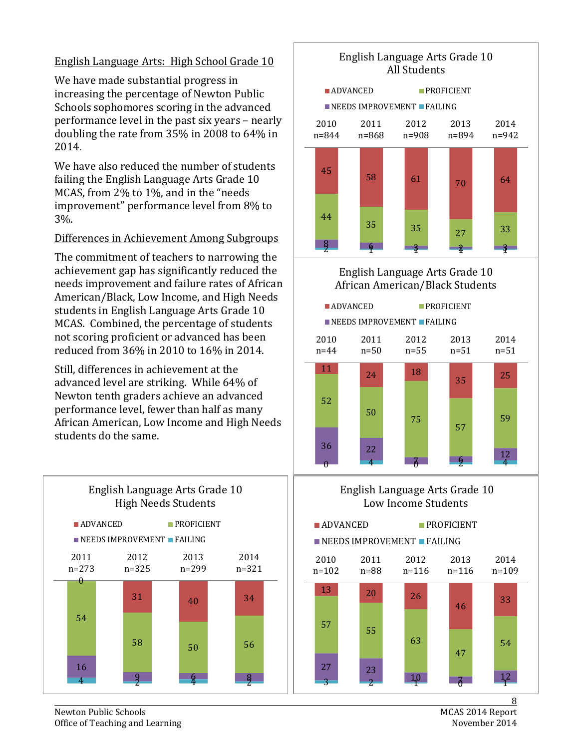## English Language Arts: High School Grade 10

We have made substantial progress in increasing the percentage of Newton Public Schools sophomores scoring in the advanced performance level in the past six years – nearly doubling the rate from 35% in 2008 to 64% in 2014.

We have also reduced the number of students failing the English Language Arts Grade 10 MCAS, from 2% to 1%, and in the "needs improvement" performance level from 8% to 3%.

## Differences in Achievement Among Subgroups

The commitment of teachers to narrowing the achievement gap has significantly reduced the needs improvement and failure rates of African American/Black, Low Income, and High Needs students in English Language Arts Grade 10 MCAS. Combined, the percentage of students not scoring proficient or advanced has been reduced from 36% in 2010 to 16% in 2014.

Still, differences in achievement at the advanced level are striking. While 64% of Newton tenth graders achieve an advanced performance level, fewer than half as many African American, Low Income and High Needs students do the same.

**English Language Arts Grade 10 All Students**

| | 2010 n=844 | 2011 n=868 | 2012 n=908 | 2013 n=894 | 2014 n=942 |
|---|---|---|---|---|---|
| ADVANCED | 45 | 58 | 61 | 70 | 64 |
| PROFICIENT | 44 | 35 | 35 | 27 | 33 |
| NEEDS IMPROVEMENT | 8 | 6 | 3 | 2 | 3 |
| FAILING | 2 | 1 | 1 | 1 | 1 |

**English Language Arts Grade 10 African American/Black Students**

| | 2010 n=44 | 2011 n=50 | 2012 n=55 | 2013 n=51 | 2014 n=51 |
|---|---|---|---|---|---|
| ADVANCED | 11 | 24 | 18 | 35 | 25 |
| PROFICIENT | 52 | 50 | 75 | 57 | 59 |
| NEEDS IMPROVEMENT | 36 | 22 | 7 | 6 | 12 |
| FAILING | 0 | 4 | 0 | 2 | 4 |

**English Language Arts Grade 10 High Needs Students**

| | 2011 n=273 | 2012 n=325 | 2013 n=299 | 2014 n=321 |
|---|---|---|---|---|
| ADVANCED | 0 | 31 | 40 | 34 |
| PROFICIENT | 54 | 58 | 50 | 56 |
| NEEDS IMPROVEMENT | 16 | 9 | 6 | 8 |
| FAILING | 4 | 2 | 4 | 2 |

**English Language Arts Grade 10 Low Income Students**

| | 2010 n=102 | 2011 n=88 | 2012 n=116 | 2013 n=116 | 2014 n=109 |
|---|---|---|---|---|---|
| ADVANCED | 13 | 20 | 26 | 46 | 33 |
| PROFICIENT | 57 | 55 | 63 | 47 | 54 |
| NEEDS IMPROVEMENT | 27 | 23 | 10 | 7 | 12 |
| FAILING | 3 | 2 | 1 | 0 | 1 |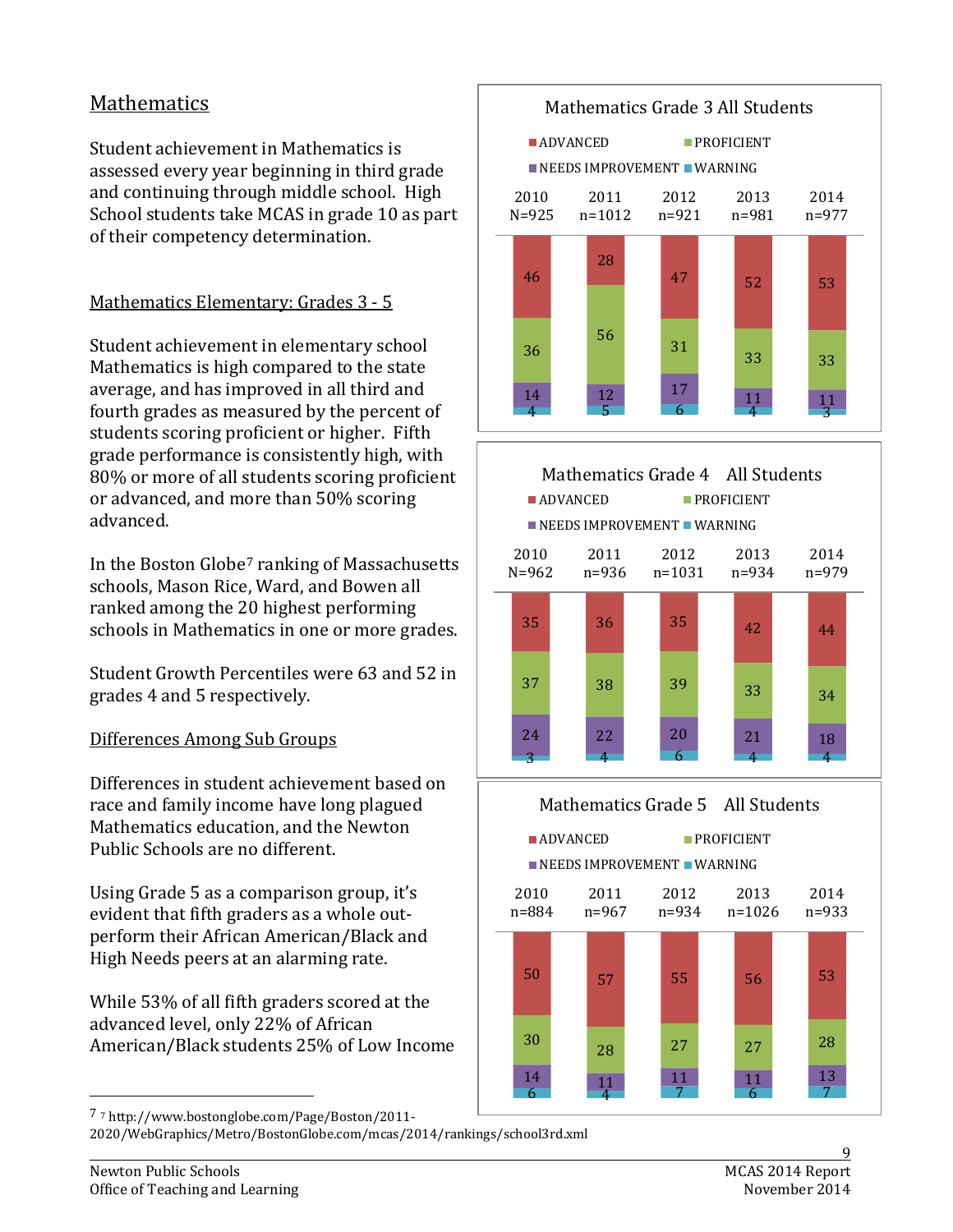## Mathematics

Student achievement in Mathematics is assessed every year beginning in third grade and continuing through middle school. High School students take MCAS in grade 10 as part of their competency determination.

### Mathematics Elementary: Grades 3 - 5

Student achievement in elementary school Mathematics is high compared to the state average, and has improved in all third and fourth grades as measured by the percent of students scoring proficient or higher. Fifth grade performance is consistently high, with 80% or more of all students scoring proficient or advanced, and more than 50% scoring advanced.

In the Boston Globe[7] ranking of Massachusetts schools, Mason Rice, Ward, and Bowen all ranked among the 20 highest performing schools in Mathematics in one or more grades.

Student Growth Percentiles were 63 and 52 in grades 4 and 5 respectively.

### Differences Among Sub Groups

Differences in student achievement based on race and family income have long plagued Mathematics education, and the Newton Public Schools are no different.

Using Grade 5 as a comparison group, it's evident that fifth graders as a whole out-perform their African American/Black and High Needs peers at an alarming rate.

While 53% of all fifth graders scored at the advanced level, only 22% of African American/Black students 25% of Low Income

**Mathematics Grade 3 All Students**

| | 2010 N=925 | 2011 n=1012 | 2012 n=921 | 2013 n=981 | 2014 n=977 |
|---|---|---|---|---|---|
| ADVANCED | 46 | 28 | 47 | 52 | 53 |
| PROFICIENT | 36 | 56 | 31 | 33 | 33 |
| NEEDS IMPROVEMENT | 14 | 12 | 17 | 11 | 11 |
| WARNING | 4 | 5 | 6 | 4 | 3 |

**Mathematics Grade 4 All Students**

| | 2010 N=962 | 2011 n=936 | 2012 n=1031 | 2013 n=934 | 2014 n=979 |
|---|---|---|---|---|---|
| ADVANCED | 35 | 36 | 35 | 42 | 44 |
| PROFICIENT | 37 | 38 | 39 | 33 | 34 |
| NEEDS IMPROVEMENT | 24 | 22 | 20 | 21 | 18 |
| WARNING | 3 | 4 | 6 | 4 | 4 |

**Mathematics Grade 5 All Students**

| | 2010 n=884 | 2011 n=967 | 2012 n=934 | 2013 n=1026 | 2014 n=933 |
|---|---|---|---|---|---|
| ADVANCED | 50 | 57 | 55 | 56 | 53 |
| PROFICIENT | 30 | 28 | 27 | 27 | 28 |
| NEEDS IMPROVEMENT | 14 | 11 | 11 | 11 | 13 |
| WARNING | 6 | 4 | 7 | 6 | 7 |

---

[7] http://www.bostonglobe.com/Page/Boston/2011-2020/WebGraphics/Metro/BostonGlobe.com/mcas/2014/rankings/school3rd.xml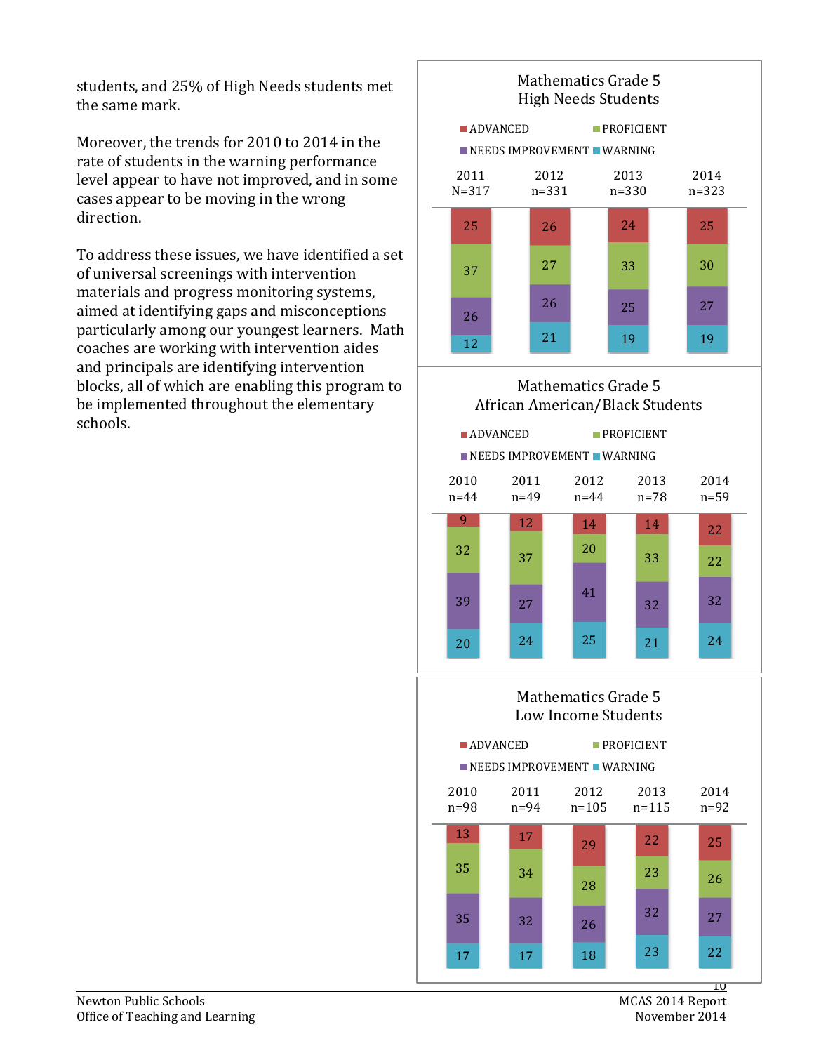students, and 25% of High Needs students met the same mark.

Moreover, the trends for 2010 to 2014 in the rate of students in the warning performance level appear to have not improved, and in some cases appear to be moving in the wrong direction.

To address these issues, we have identified a set of universal screenings with intervention materials and progress monitoring systems, aimed at identifying gaps and misconceptions particularly among our youngest learners. Math coaches are working with intervention aides and principals are identifying intervention blocks, all of which are enabling this program to be implemented throughout the elementary schools.

**Mathematics Grade 5 High Needs Students**

| | 2011 N=317 | 2012 n=331 | 2013 n=330 | 2014 n=323 |
|---|---|---|---|---|
| ADVANCED | 25 | 26 | 24 | 25 |
| PROFICIENT | 37 | 27 | 33 | 30 |
| NEEDS IMPROVEMENT | 26 | 26 | 25 | 27 |
| WARNING | 12 | 21 | 19 | 19 |

**Mathematics Grade 5 African American/Black Students**

| | 2010 n=44 | 2011 n=49 | 2012 n=44 | 2013 n=78 | 2014 n=59 |
|---|---|---|---|---|---|
| ADVANCED | 9 | 12 | 14 | 14 | 22 |
| PROFICIENT | 32 | 37 | 20 | 33 | 22 |
| NEEDS IMPROVEMENT | 39 | 27 | 41 | 32 | 32 |
| WARNING | 20 | 24 | 25 | 21 | 24 |

**Mathematics Grade 5 Low Income Students**

| | 2010 n=98 | 2011 n=94 | 2012 n=105 | 2013 n=115 | 2014 n=92 |
|---|---|---|---|---|---|
| ADVANCED | 13 | 17 | 29 | 22 | 25 |
| PROFICIENT | 35 | 34 | 28 | 23 | 26 |
| NEEDS IMPROVEMENT | 35 | 32 | 26 | 32 | 27 |
| WARNING | 17 | 17 | 18 | 23 | 22 |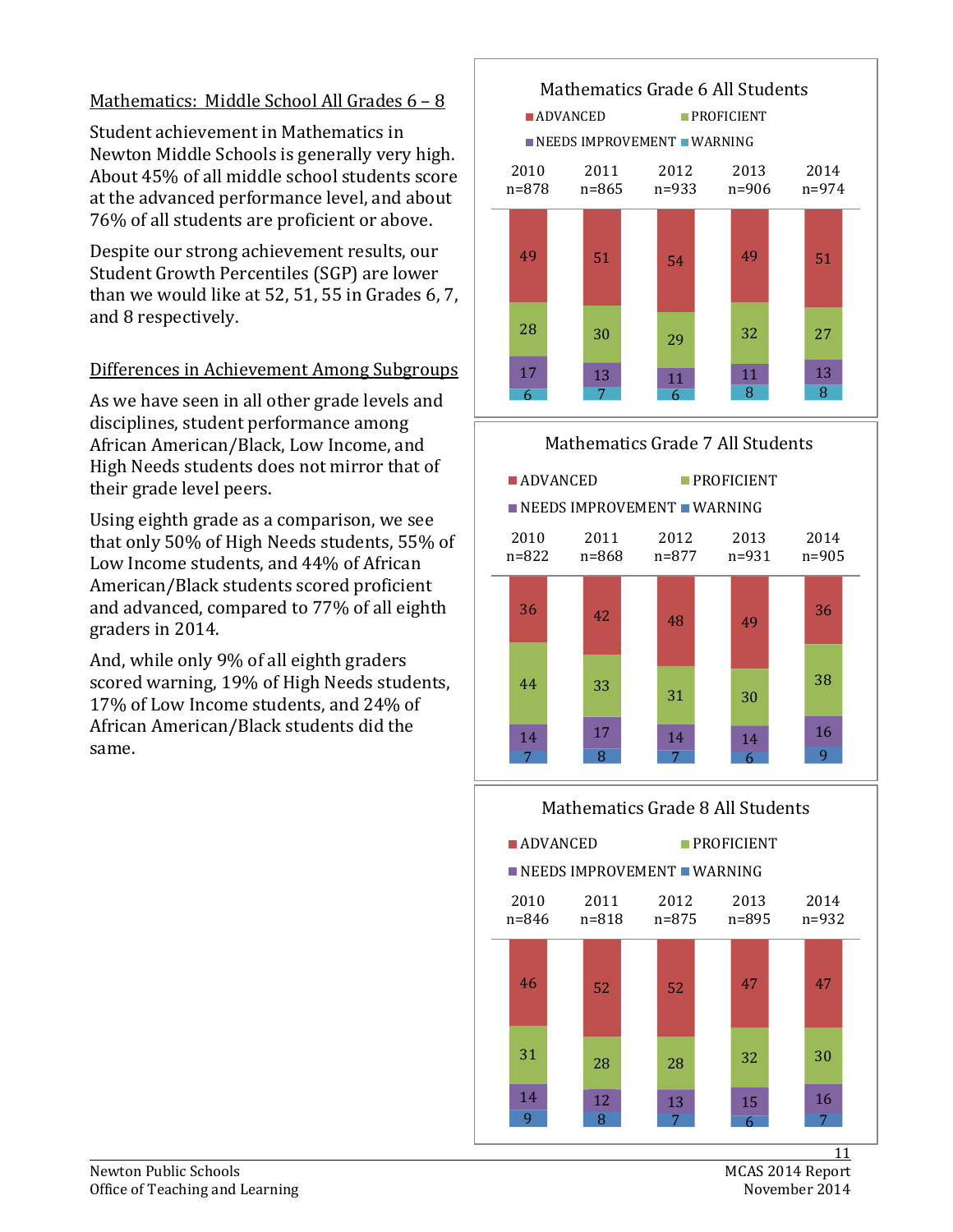## Mathematics: Middle School All Grades 6 – 8

Student achievement in Mathematics in Newton Middle Schools is generally very high. About 45% of all middle school students score at the advanced performance level, and about 76% of all students are proficient or above.

Despite our strong achievement results, our Student Growth Percentiles (SGP) are lower than we would like at 52, 51, 55 in Grades 6, 7, and 8 respectively.

## Differences in Achievement Among Subgroups

As we have seen in all other grade levels and disciplines, student performance among African American/Black, Low Income, and High Needs students does not mirror that of their grade level peers.

Using eighth grade as a comparison, we see that only 50% of High Needs students, 55% of Low Income students, and 44% of African American/Black students scored proficient and advanced, compared to 77% of all eighth graders in 2014.

And, while only 9% of all eighth graders scored warning, 19% of High Needs students, 17% of Low Income students, and 24% of African American/Black students did the same.

**Mathematics Grade 6 All Students**

| | 2010 n=878 | 2011 n=865 | 2012 n=933 | 2013 n=906 | 2014 n=974 |
|---|---|---|---|---|---|
| ADVANCED | 49 | 51 | 54 | 49 | 51 |
| PROFICIENT | 28 | 30 | 29 | 32 | 27 |
| NEEDS IMPROVEMENT | 17 | 13 | 11 | 11 | 13 |
| WARNING | 6 | 7 | 6 | 8 | 8 |

**Mathematics Grade 7 All Students**

| | 2010 n=822 | 2011 n=868 | 2012 n=877 | 2013 n=931 | 2014 n=905 |
|---|---|---|---|---|---|
| ADVANCED | 36 | 42 | 48 | 49 | 36 |
| PROFICIENT | 44 | 33 | 31 | 30 | 38 |
| NEEDS IMPROVEMENT | 14 | 17 | 14 | 14 | 16 |
| WARNING | 7 | 8 | 7 | 6 | 9 |

**Mathematics Grade 8 All Students**

| | 2010 n=846 | 2011 n=818 | 2012 n=875 | 2013 n=895 | 2014 n=932 |
|---|---|---|---|---|---|
| ADVANCED | 46 | 52 | 52 | 47 | 47 |
| PROFICIENT | 31 | 28 | 28 | 32 | 30 |
| NEEDS IMPROVEMENT | 14 | 12 | 13 | 15 | 16 |
| WARNING | 9 | 8 | 7 | 6 | 7 |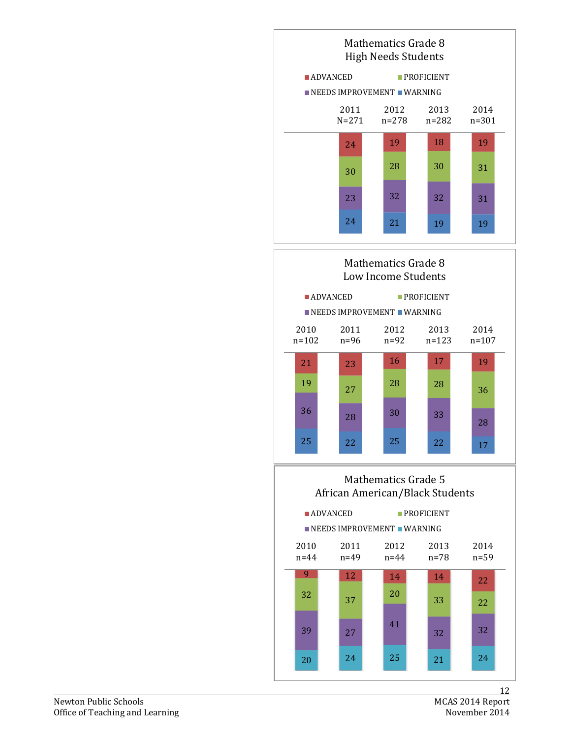## Mathematics Grade 8
### High Needs Students

| | 2011 N=271 | 2012 n=278 | 2013 n=282 | 2014 n=301 |
|---|---|---|---|---|
| ADVANCED | 24 | 19 | 18 | 19 |
| PROFICIENT | 30 | 28 | 30 | 31 |
| NEEDS IMPROVEMENT | 23 | 32 | 32 | 31 |
| WARNING | 24 | 21 | 19 | 19 |

## Mathematics Grade 8
### Low Income Students

| | 2010 n=102 | 2011 n=96 | 2012 n=92 | 2013 n=123 | 2014 n=107 |
|---|---|---|---|---|---|
| ADVANCED | 21 | 23 | 16 | 17 | 19 |
| PROFICIENT | 19 | 27 | 28 | 28 | 36 |
| NEEDS IMPROVEMENT | 36 | 28 | 30 | 33 | 28 |
| WARNING | 25 | 22 | 25 | 22 | 17 |

## Mathematics Grade 5
### African American/Black Students

| | 2010 n=44 | 2011 n=49 | 2012 n=44 | 2013 n=78 | 2014 n=59 |
|---|---|---|---|---|---|
| ADVANCED | 9 | 12 | 14 | 14 | 22 |
| PROFICIENT | 32 | 37 | 20 | 33 | 22 |
| NEEDS IMPROVEMENT | 39 | 27 | 41 | 32 | 32 |
| WARNING | 20 | 24 | 25 | 21 | 24 |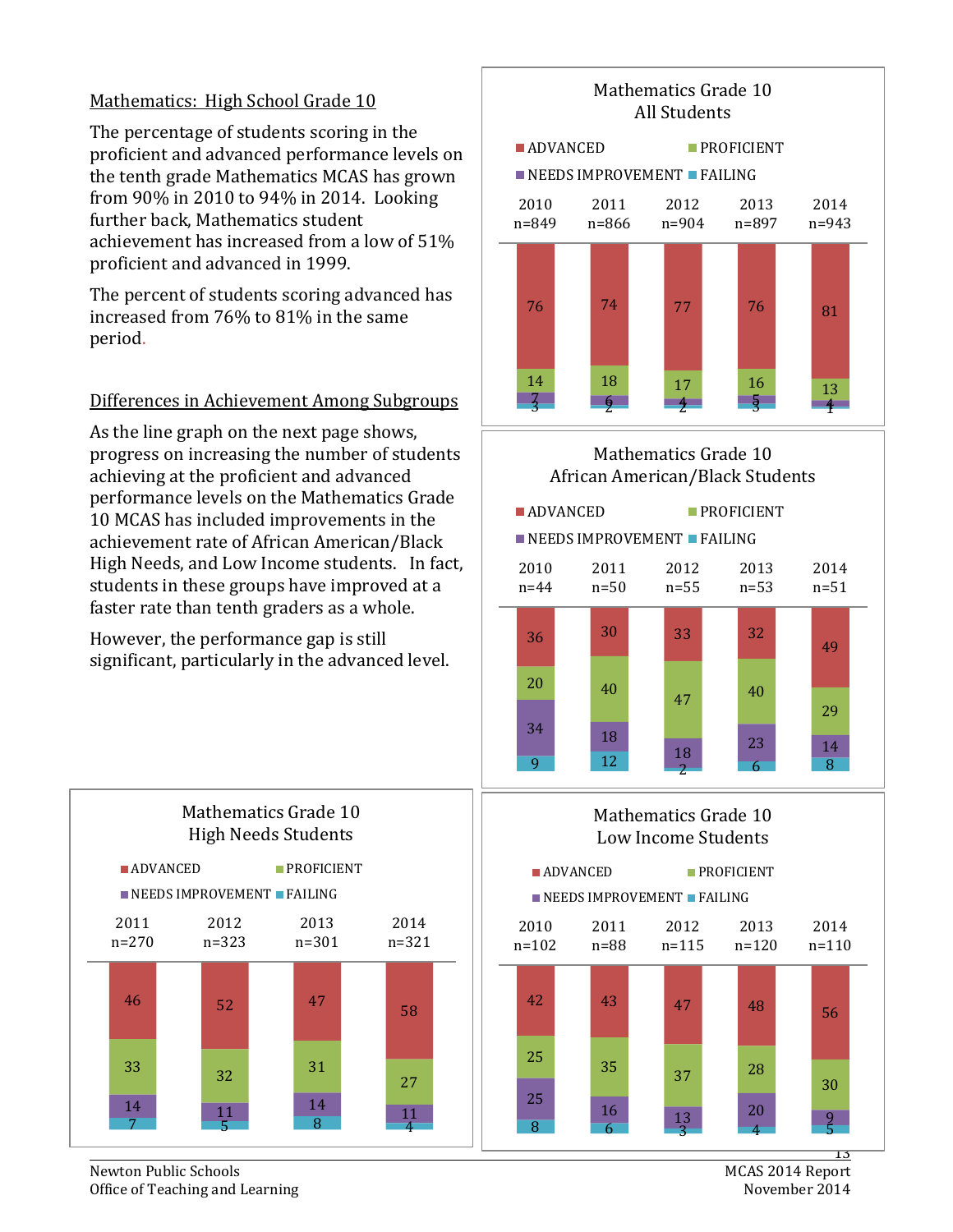## Mathematics: High School Grade 10

The percentage of students scoring in the proficient and advanced performance levels on the tenth grade Mathematics MCAS has grown from 90% in 2010 to 94% in 2014. Looking further back, Mathematics student achievement has increased from a low of 51% proficient and advanced in 1999.

The percent of students scoring advanced has increased from 76% to 81% in the same period.

## Differences in Achievement Among Subgroups

As the line graph on the next page shows, progress on increasing the number of students achieving at the proficient and advanced performance levels on the Mathematics Grade 10 MCAS has included improvements in the achievement rate of African American/Black High Needs, and Low Income students. In fact, students in these groups have improved at a faster rate than tenth graders as a whole.

However, the performance gap is still significant, particularly in the advanced level.

**Mathematics Grade 10 All Students**

| | 2010 n=849 | 2011 n=866 | 2012 n=904 | 2013 n=897 | 2014 n=943 |
|---|---|---|---|---|---|
| ADVANCED | 76 | 74 | 77 | 76 | 81 |
| PROFICIENT | 14 | 18 | 17 | 16 | 13 |
| NEEDS IMPROVEMENT | 7 | 6 | 4 | 5 | 4 |
| FAILING | 3 | 2 | 2 | 3 | 1 |

**Mathematics Grade 10 African American/Black Students**

| | 2010 n=44 | 2011 n=50 | 2012 n=55 | 2013 n=53 | 2014 n=51 |
|---|---|---|---|---|---|
| ADVANCED | 36 | 30 | 33 | 32 | 49 |
| PROFICIENT | 20 | 40 | 47 | 40 | 29 |
| NEEDS IMPROVEMENT | 34 | 18 | 18 | 23 | 14 |
| FAILING | 9 | 12 | 2 | 6 | 8 |

**Mathematics Grade 10 High Needs Students**

| | 2011 n=270 | 2012 n=323 | 2013 n=301 | 2014 n=321 |
|---|---|---|---|---|
| ADVANCED | 46 | 52 | 47 | 58 |
| PROFICIENT | 33 | 32 | 31 | 27 |
| NEEDS IMPROVEMENT | 14 | 11 | 14 | 11 |
| FAILING | 7 | 5 | 8 | 4 |

**Mathematics Grade 10 Low Income Students**

| | 2010 n=102 | 2011 n=88 | 2012 n=115 | 2013 n=120 | 2014 n=110 |
|---|---|---|---|---|---|
| ADVANCED | 42 | 43 | 47 | 48 | 56 |
| PROFICIENT | 25 | 35 | 37 | 28 | 30 |
| NEEDS IMPROVEMENT | 25 | 16 | 13 | 20 | 9 |
| FAILING | 8 | 6 | 3 | 4 | 5 |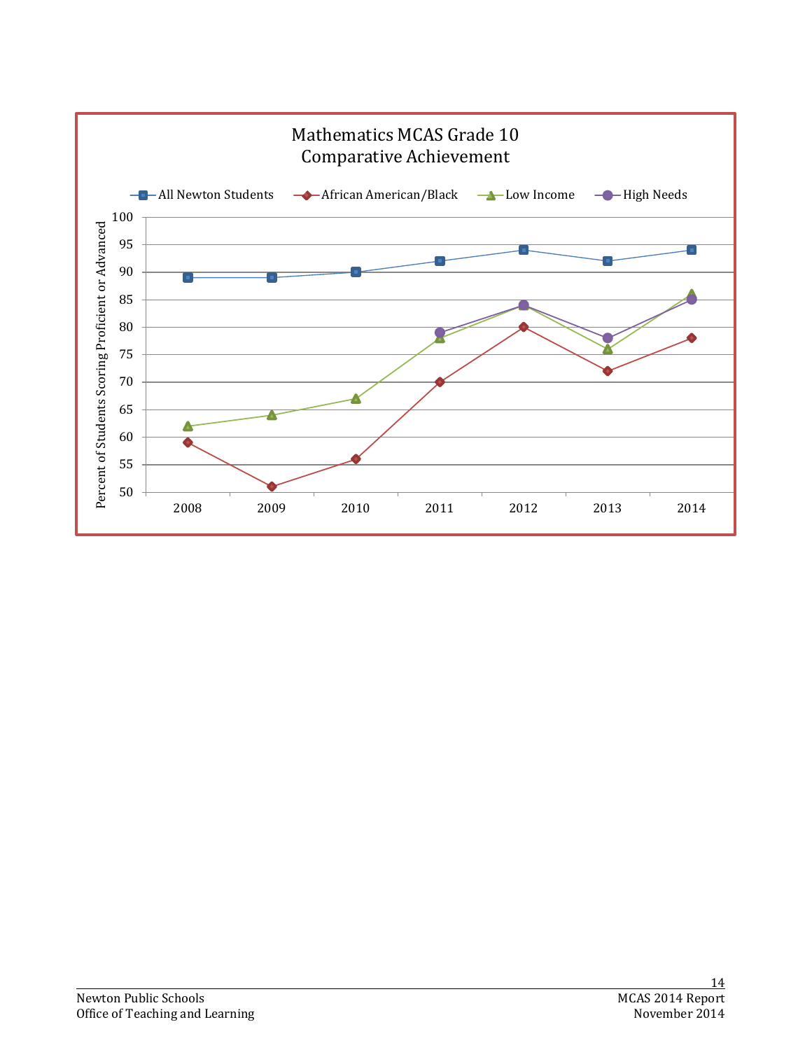## Mathematics MCAS Grade 10 Comparative Achievement

| Year | All Newton Students | African American/Black | Low Income | High Needs |
|---|---|---|---|---|
| 2008 | 89 | 59 | 62 | |
| 2009 | 89 | 51 | 64 | |
| 2010 | 90 | 56 | 67 | |
| 2011 | 92 | 70 | 78 | 79 |
| 2012 | 94 | 80 | 84 | 84 |
| 2013 | 92 | 72 | 76 | 78 |
| 2014 | 94 | 78 | 86 | 85 |

Percent of Students Scoring Proficient or Advanced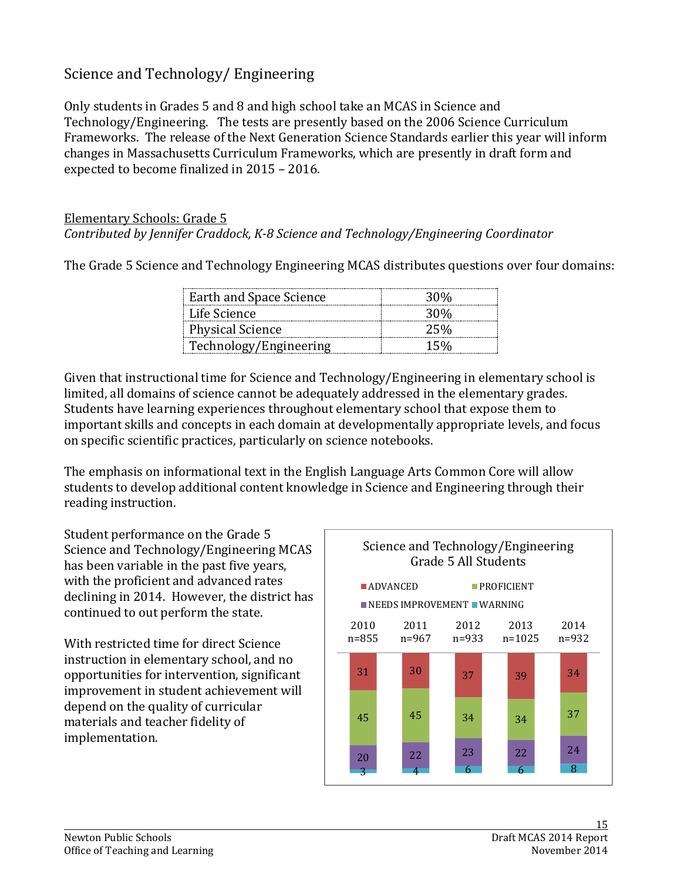## Science and Technology/ Engineering

Only students in Grades 5 and 8 and high school take an MCAS in Science and Technology/Engineering. The tests are presently based on the 2006 Science Curriculum Frameworks. The release of the Next Generation Science Standards earlier this year will inform changes in Massachusetts Curriculum Frameworks, which are presently in draft form and expected to become finalized in 2015 – 2016.

### Elementary Schools: Grade 5

*Contributed by Jennifer Craddock, K-8 Science and Technology/Engineering Coordinator*

The Grade 5 Science and Technology Engineering MCAS distributes questions over four domains:

| Domain | Percent |
|---|---|
| Earth and Space Science | 30% |
| Life Science | 30% |
| Physical Science | 25% |
| Technology/Engineering | 15% |

Given that instructional time for Science and Technology/Engineering in elementary school is limited, all domains of science cannot be adequately addressed in the elementary grades. Students have learning experiences throughout elementary school that expose them to important skills and concepts in each domain at developmentally appropriate levels, and focus on specific scientific practices, particularly on science notebooks.

The emphasis on informational text in the English Language Arts Common Core will allow students to develop additional content knowledge in Science and Engineering through their reading instruction.

Student performance on the Grade 5 Science and Technology/Engineering MCAS has been variable in the past five years, with the proficient and advanced rates declining in 2014. However, the district has continued to out perform the state.

With restricted time for direct Science instruction in elementary school, and no opportunities for intervention, significant improvement in student achievement will depend on the quality of curricular materials and teacher fidelity of implementation.

**Science and Technology/Engineering Grade 5 All Students**

| | 2010 n=855 | 2011 n=967 | 2012 n=933 | 2013 n=1025 | 2014 n=932 |
|---|---|---|---|---|---|
| ADVANCED | 31 | 30 | 37 | 39 | 34 |
| PROFICIENT | 45 | 45 | 34 | 34 | 37 |
| NEEDS IMPROVEMENT | 20 | 22 | 23 | 22 | 24 |
| WARNING | 3 | 4 | 6 | 6 | 8 |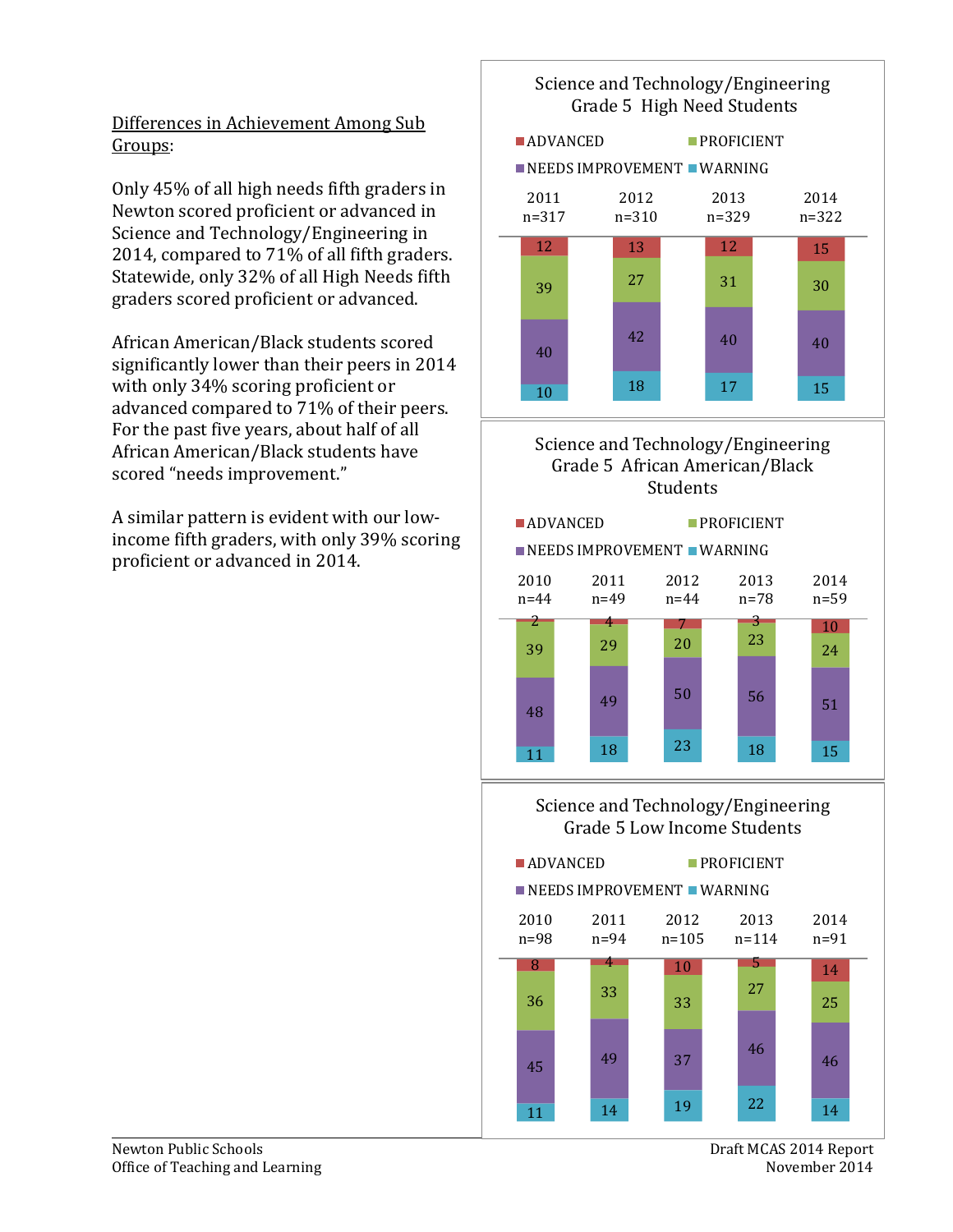Differences in Achievement Among Sub Groups:

Only 45% of all high needs fifth graders in Newton scored proficient or advanced in Science and Technology/Engineering in 2014, compared to 71% of all fifth graders. Statewide, only 32% of all High Needs fifth graders scored proficient or advanced.

African American/Black students scored significantly lower than their peers in 2014 with only 34% scoring proficient or advanced compared to 71% of their peers. For the past five years, about half of all African American/Black students have scored "needs improvement."

A similar pattern is evident with our low-income fifth graders, with only 39% scoring proficient or advanced in 2014.

**Science and Technology/Engineering Grade 5 High Need Students**

| | 2011 n=317 | 2012 n=310 | 2013 n=329 | 2014 n=322 |
|---|---|---|---|---|
| ADVANCED | 12 | 13 | 12 | 15 |
| PROFICIENT | 39 | 27 | 31 | 30 |
| NEEDS IMPROVEMENT | 40 | 42 | 40 | 40 |
| WARNING | 10 | 18 | 17 | 15 |

**Science and Technology/Engineering Grade 5 African American/Black Students**

| | 2010 n=44 | 2011 n=49 | 2012 n=44 | 2013 n=78 | 2014 n=59 |
|---|---|---|---|---|---|
| ADVANCED | 2 | 4 | 7 | 3 | 10 |
| PROFICIENT | 39 | 29 | 20 | 23 | 24 |
| NEEDS IMPROVEMENT | 48 | 49 | 50 | 56 | 51 |
| WARNING | 11 | 18 | 23 | 18 | 15 |

**Science and Technology/Engineering Grade 5 Low Income Students**

| | 2010 n=98 | 2011 n=94 | 2012 n=105 | 2013 n=114 | 2014 n=91 |
|---|---|---|---|---|---|
| ADVANCED | 8 | 4 | 10 | 5 | 14 |
| PROFICIENT | 36 | 33 | 33 | 27 | 25 |
| NEEDS IMPROVEMENT | 45 | 49 | 37 | 46 | 46 |
| WARNING | 11 | 14 | 19 | 22 | 14 |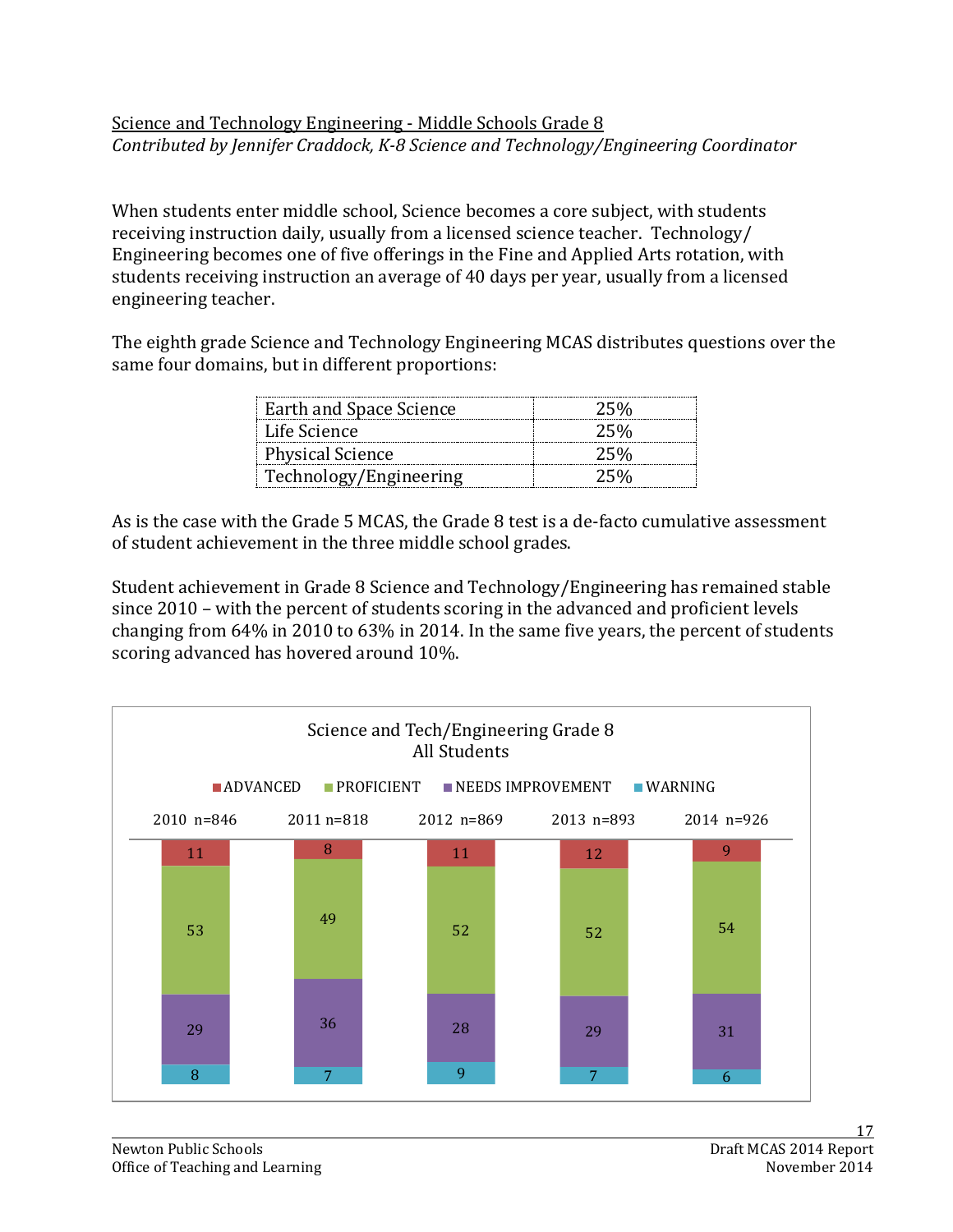Science and Technology Engineering - Middle Schools Grade 8

*Contributed by Jennifer Craddock, K-8 Science and Technology/Engineering Coordinator*

When students enter middle school, Science becomes a core subject, with students receiving instruction daily, usually from a licensed science teacher. Technology/ Engineering becomes one of five offerings in the Fine and Applied Arts rotation, with students receiving instruction an average of 40 days per year, usually from a licensed engineering teacher.

The eighth grade Science and Technology Engineering MCAS distributes questions over the same four domains, but in different proportions:

| | |
|---|---|
| Earth and Space Science | 25% |
| Life Science | 25% |
| Physical Science | 25% |
| Technology/Engineering | 25% |

As is the case with the Grade 5 MCAS, the Grade 8 test is a de-facto cumulative assessment of student achievement in the three middle school grades.

Student achievement in Grade 8 Science and Technology/Engineering has remained stable since 2010 – with the percent of students scoring in the advanced and proficient levels changing from 64% in 2010 to 63% in 2014. In the same five years, the percent of students scoring advanced has hovered around 10%.

Science and Tech/Engineering Grade 8
All Students

| | 2010 n=846 | 2011 n=818 | 2012 n=869 | 2013 n=893 | 2014 n=926 |
|---|---|---|---|---|---|
| ADVANCED | 11 | 8 | 11 | 12 | 9 |
| PROFICIENT | 53 | 49 | 52 | 52 | 54 |
| NEEDS IMPROVEMENT | 29 | 36 | 28 | 29 | 31 |
| WARNING | 8 | 7 | 9 | 7 | 6 |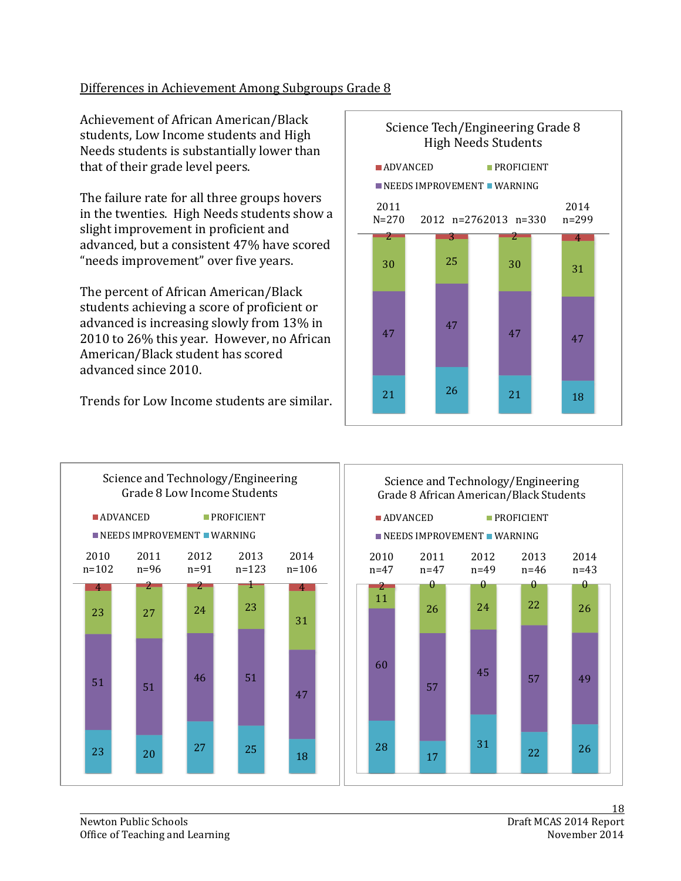## Differences in Achievement Among Subgroups Grade 8

Achievement of African American/Black students, Low Income students and High Needs students is substantially lower than that of their grade level peers.

The failure rate for all three groups hovers in the twenties. High Needs students show a slight improvement in proficient and advanced, but a consistent 47% have scored "needs improvement" over five years.

The percent of African American/Black students achieving a score of proficient or advanced is increasing slowly from 13% in 2010 to 26% this year. However, no African American/Black student has scored advanced since 2010.

Trends for Low Income students are similar.

**Science Tech/Engineering Grade 8 High Needs Students**

| | 2011 N=270 | 2012 n=276 | 2013 n=330 | 2014 n=299 |
|---|---|---|---|---|
| ADVANCED | 2 | 3 | 2 | 4 |
| PROFICIENT | 30 | 25 | 30 | 31 |
| NEEDS IMPROVEMENT | 47 | 47 | 47 | 47 |
| WARNING | 21 | 26 | 21 | 18 |

**Science and Technology/Engineering Grade 8 Low Income Students**

| | 2010 n=102 | 2011 n=96 | 2012 n=91 | 2013 n=123 | 2014 n=106 |
|---|---|---|---|---|---|
| ADVANCED | 4 | 2 | 2 | 1 | 4 |
| PROFICIENT | 23 | 27 | 24 | 23 | 31 |
| NEEDS IMPROVEMENT | 51 | 51 | 46 | 51 | 47 |
| WARNING | 23 | 20 | 27 | 25 | 18 |

**Science and Technology/Engineering Grade 8 African American/Black Students**

| | 2010 n=47 | 2011 n=47 | 2012 n=49 | 2013 n=46 | 2014 n=43 |
|---|---|---|---|---|---|
| ADVANCED | 2 | 0 | 0 | 0 | 0 |
| PROFICIENT | 11 | 26 | 24 | 22 | 26 |
| NEEDS IMPROVEMENT | 60 | 57 | 45 | 57 | 49 |
| WARNING | 28 | 17 | 31 | 22 | 26 |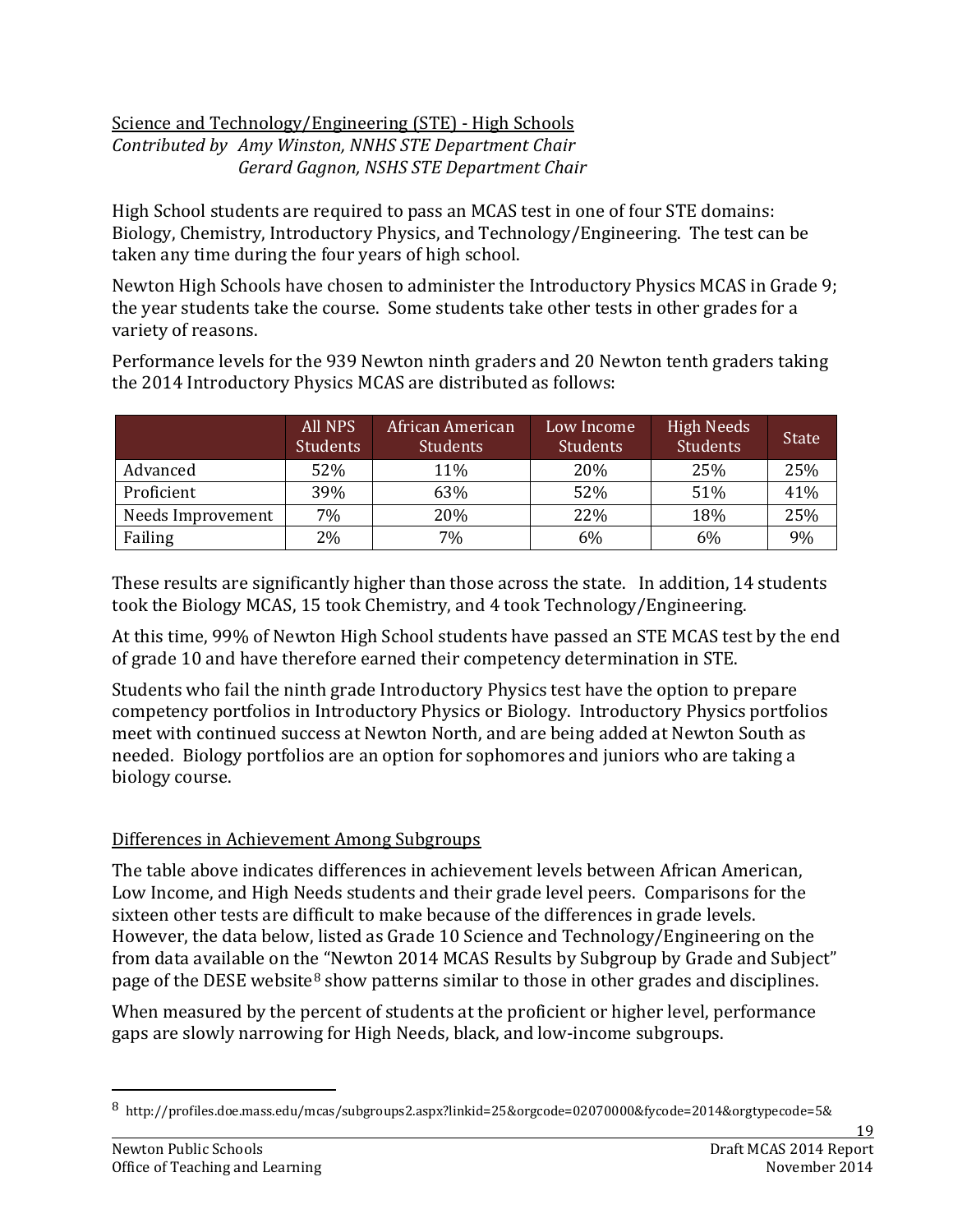Science and Technology/Engineering (STE) - High Schools

*Contributed by Amy Winston, NNHS STE Department Chair*
*Gerard Gagnon, NSHS STE Department Chair*

High School students are required to pass an MCAS test in one of four STE domains: Biology, Chemistry, Introductory Physics, and Technology/Engineering. The test can be taken any time during the four years of high school.

Newton High Schools have chosen to administer the Introductory Physics MCAS in Grade 9; the year students take the course. Some students take other tests in other grades for a variety of reasons.

Performance levels for the 939 Newton ninth graders and 20 Newton tenth graders taking the 2014 Introductory Physics MCAS are distributed as follows:

| | All NPS Students | African American Students | Low Income Students | High Needs Students | State |
|---|---|---|---|---|---|
| Advanced | 52% | 11% | 20% | 25% | 25% |
| Proficient | 39% | 63% | 52% | 51% | 41% |
| Needs Improvement | 7% | 20% | 22% | 18% | 25% |
| Failing | 2% | 7% | 6% | 6% | 9% |

These results are significantly higher than those across the state. In addition, 14 students took the Biology MCAS, 15 took Chemistry, and 4 took Technology/Engineering.

At this time, 99% of Newton High School students have passed an STE MCAS test by the end of grade 10 and have therefore earned their competency determination in STE.

Students who fail the ninth grade Introductory Physics test have the option to prepare competency portfolios in Introductory Physics or Biology. Introductory Physics portfolios meet with continued success at Newton North, and are being added at Newton South as needed. Biology portfolios are an option for sophomores and juniors who are taking a biology course.

Differences in Achievement Among Subgroups

The table above indicates differences in achievement levels between African American, Low Income, and High Needs students and their grade level peers. Comparisons for the sixteen other tests are difficult to make because of the differences in grade levels. However, the data below, listed as Grade 10 Science and Technology/Engineering on the from data available on the "Newton 2014 MCAS Results by Subgroup by Grade and Subject" page of the DESE website[8] show patterns similar to those in other grades and disciplines.

When measured by the percent of students at the proficient or higher level, performance gaps are slowly narrowing for High Needs, black, and low-income subgroups.

---

[8] http://profiles.doe.mass.edu/mcas/subgroups2.aspx?linkid=25&orgcode=02070000&fycode=2014&orgtypecode=5&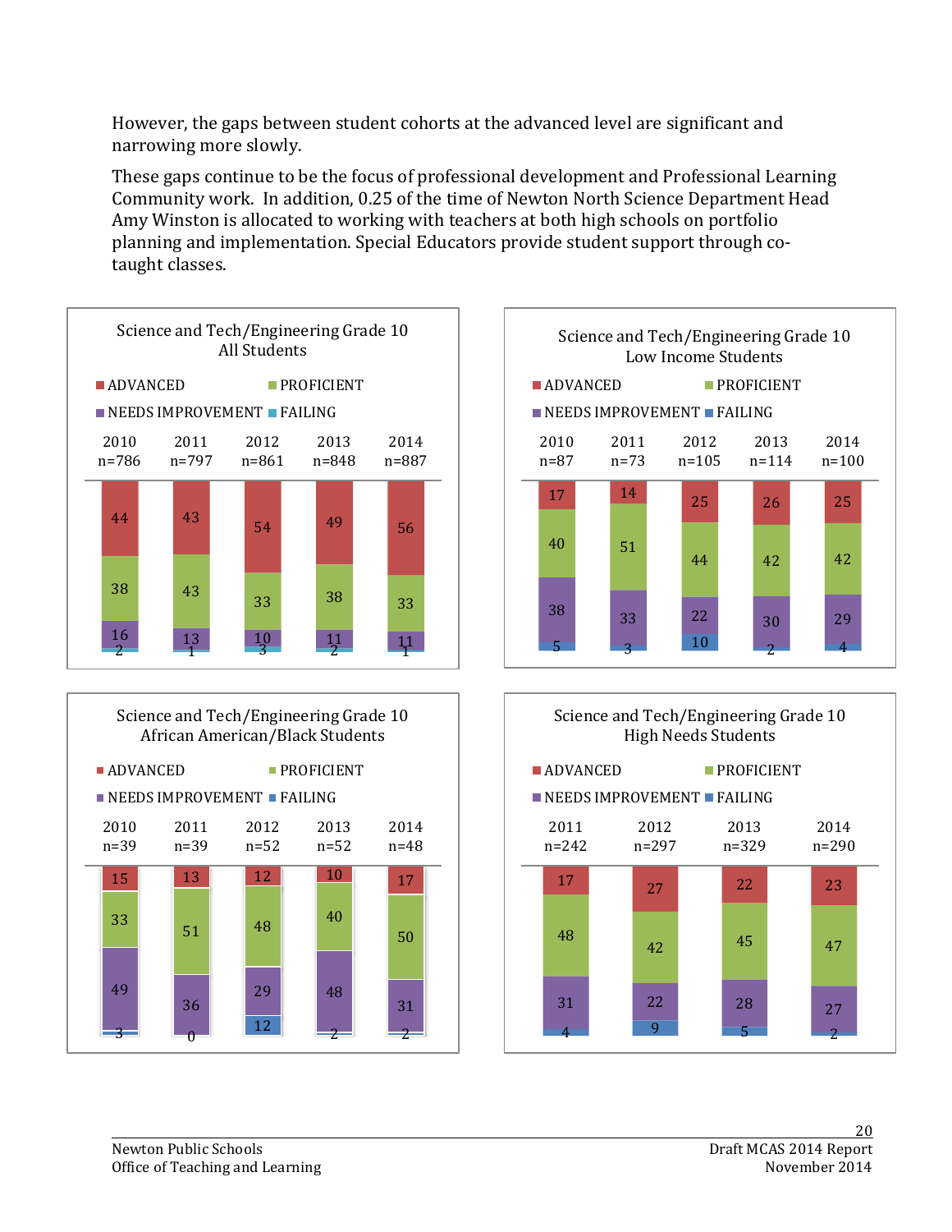However, the gaps between student cohorts at the advanced level are significant and narrowing more slowly.

These gaps continue to be the focus of professional development and Professional Learning Community work. In addition, 0.25 of the time of Newton North Science Department Head Amy Winston is allocated to working with teachers at both high schools on portfolio planning and implementation. Special Educators provide student support through co-taught classes.

**Science and Tech/Engineering Grade 10 All Students**

| | 2010 n=786 | 2011 n=797 | 2012 n=861 | 2013 n=848 | 2014 n=887 |
|---|---|---|---|---|---|
| ADVANCED | 44 | 43 | 54 | 49 | 56 |
| PROFICIENT | 38 | 43 | 33 | 38 | 33 |
| NEEDS IMPROVEMENT | 16 | 13 | 10 | 11 | 11 |
| FAILING | 2 | 1 | 3 | 2 | 1 |

**Science and Tech/Engineering Grade 10 Low Income Students**

| | 2010 n=87 | 2011 n=73 | 2012 n=105 | 2013 n=114 | 2014 n=100 |
|---|---|---|---|---|---|
| ADVANCED | 17 | 14 | 25 | 26 | 25 |
| PROFICIENT | 40 | 51 | 44 | 42 | 42 |
| NEEDS IMPROVEMENT | 38 | 33 | 22 | 30 | 29 |
| FAILING | 5 | 3 | 10 | 2 | 4 |

**Science and Tech/Engineering Grade 10 African American/Black Students**

| | 2010 n=39 | 2011 n=39 | 2012 n=52 | 2013 n=52 | 2014 n=48 |
|---|---|---|---|---|---|
| ADVANCED | 15 | 13 | 12 | 10 | 17 |
| PROFICIENT | 33 | 51 | 48 | 40 | 50 |
| NEEDS IMPROVEMENT | 49 | 36 | 29 | 48 | 31 |
| FAILING | 3 | 0 | 12 | 2 | 2 |

**Science and Tech/Engineering Grade 10 High Needs Students**

| | 2011 n=242 | 2012 n=297 | 2013 n=329 | 2014 n=290 |
|---|---|---|---|---|
| ADVANCED | 17 | 27 | 22 | 23 |
| PROFICIENT | 48 | 42 | 45 | 47 |
| NEEDS IMPROVEMENT | 31 | 22 | 28 | 27 |
| FAILING | 4 | 9 | 5 | 2 |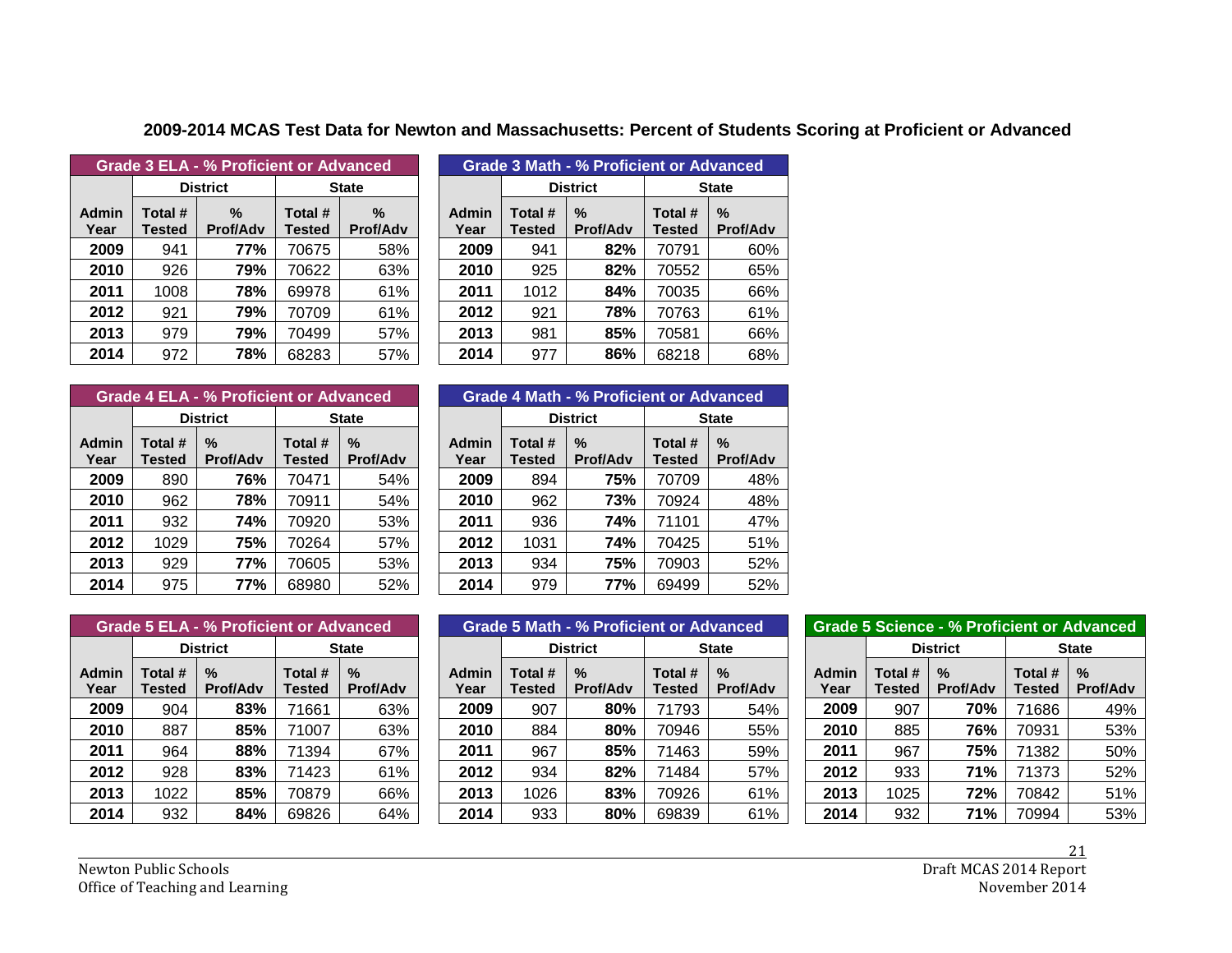## 2009-2014 MCAS Test Data for Newton and Massachusetts: Percent of Students Scoring at Proficient or Advanced

| Grade 3 ELA - % Proficient or Advanced | | | | |
|---|---|---|---|---|
| | District | | State | |
| Admin Year | Total # Tested | % Prof/Adv | Total # Tested | % Prof/Adv |
| 2009 | 941 | **77%** | 70675 | 58% |
| 2010 | 926 | **79%** | 70622 | 63% |
| 2011 | 1008 | **78%** | 69978 | 61% |
| 2012 | 921 | **79%** | 70709 | 61% |
| 2013 | 979 | **79%** | 70499 | 57% |
| 2014 | 972 | **78%** | 68283 | 57% |

| Grade 3 Math - % Proficient or Advanced | | | | |
|---|---|---|---|---|
| | District | | State | |
| Admin Year | Total # Tested | % Prof/Adv | Total # Tested | % Prof/Adv |
| 2009 | 941 | **82%** | 70791 | 60% |
| 2010 | 925 | **82%** | 70552 | 65% |
| 2011 | 1012 | **84%** | 70035 | 66% |
| 2012 | 921 | **78%** | 70763 | 61% |
| 2013 | 981 | **85%** | 70581 | 66% |
| 2014 | 977 | **86%** | 68218 | 68% |

| Grade 4 ELA - % Proficient or Advanced | | | | |
|---|---|---|---|---|
| | District | | State | |
| Admin Year | Total # Tested | % Prof/Adv | Total # Tested | % Prof/Adv |
| 2009 | 890 | **76%** | 70471 | 54% |
| 2010 | 962 | **78%** | 70911 | 54% |
| 2011 | 932 | **74%** | 70920 | 53% |
| 2012 | 1029 | **75%** | 70264 | 57% |
| 2013 | 929 | **77%** | 70605 | 53% |
| 2014 | 975 | **77%** | 68980 | 52% |

| Grade 4 Math - % Proficient or Advanced | | | | |
|---|---|---|---|---|
| | District | | State | |
| Admin Year | Total # Tested | % Prof/Adv | Total # Tested | % Prof/Adv |
| 2009 | 894 | **75%** | 70709 | 48% |
| 2010 | 962 | **73%** | 70924 | 48% |
| 2011 | 936 | **74%** | 71101 | 47% |
| 2012 | 1031 | **74%** | 70425 | 51% |
| 2013 | 934 | **75%** | 70903 | 52% |
| 2014 | 979 | **77%** | 69499 | 52% |

| Grade 5 ELA - % Proficient or Advanced | | | | |
|---|---|---|---|---|
| | District | | State | |
| Admin Year | Total # Tested | % Prof/Adv | Total # Tested | % Prof/Adv |
| 2009 | 904 | **83%** | 71661 | 63% |
| 2010 | 887 | **85%** | 71007 | 63% |
| 2011 | 964 | **88%** | 71394 | 67% |
| 2012 | 928 | **83%** | 71423 | 61% |
| 2013 | 1022 | **85%** | 70879 | 66% |
| 2014 | 932 | **84%** | 69826 | 64% |

| Grade 5 Math - % Proficient or Advanced | | | | |
|---|---|---|---|---|
| | District | | State | |
| Admin Year | Total # Tested | % Prof/Adv | Total # Tested | % Prof/Adv |
| 2009 | 907 | **80%** | 71793 | 54% |
| 2010 | 884 | **80%** | 70946 | 55% |
| 2011 | 967 | **85%** | 71463 | 59% |
| 2012 | 934 | **82%** | 71484 | 57% |
| 2013 | 1026 | **83%** | 70926 | 61% |
| 2014 | 933 | **80%** | 69839 | 61% |

| Grade 5 Science - % Proficient or Advanced | | | | |
|---|---|---|---|---|
| | District | | State | |
| Admin Year | Total # Tested | % Prof/Adv | Total # Tested | % Prof/Adv |
| 2009 | 907 | **70%** | 71686 | 49% |
| 2010 | 885 | **76%** | 70931 | 53% |
| 2011 | 967 | **75%** | 71382 | 50% |
| 2012 | 933 | **71%** | 71373 | 52% |
| 2013 | 1025 | **72%** | 70842 | 51% |
| 2014 | 932 | **71%** | 70994 | 53% |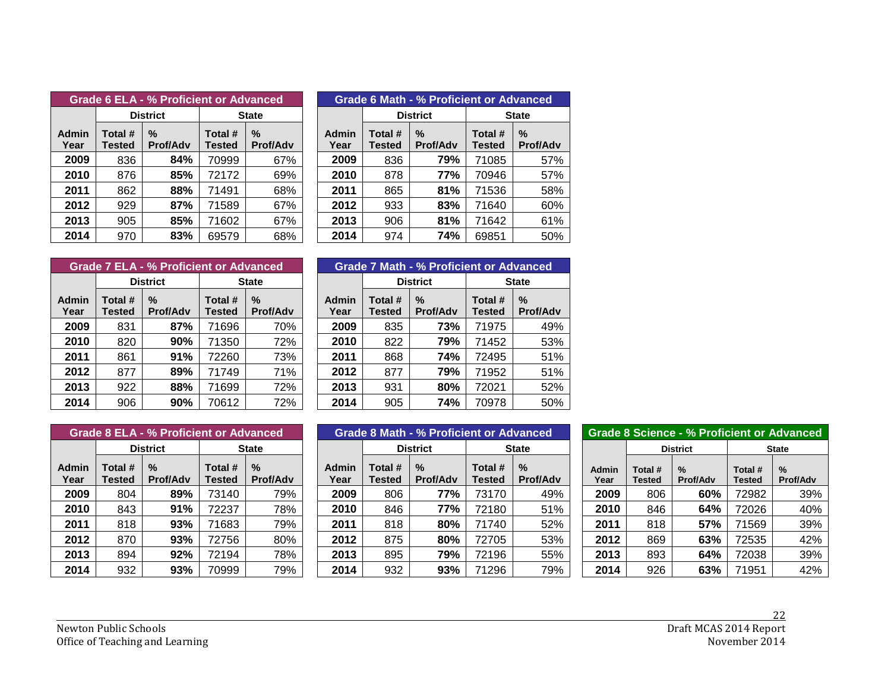### Grade 6 ELA - % Proficient or Advanced

| | District | | State | |
|---|---|---|---|---|
| Admin Year | Total # Tested | % Prof/Adv | Total # Tested | % Prof/Adv |
| 2009 | 836 | **84%** | 70999 | 67% |
| 2010 | 876 | **85%** | 72172 | 69% |
| 2011 | 862 | **88%** | 71491 | 68% |
| 2012 | 929 | **87%** | 71589 | 67% |
| 2013 | 905 | **85%** | 71602 | 67% |
| 2014 | 970 | **83%** | 69579 | 68% |

### Grade 6 Math - % Proficient or Advanced

| | District | | State | |
|---|---|---|---|---|
| Admin Year | Total # Tested | % Prof/Adv | Total # Tested | % Prof/Adv |
| 2009 | 836 | **79%** | 71085 | 57% |
| 2010 | 878 | **77%** | 70946 | 57% |
| 2011 | 865 | **81%** | 71536 | 58% |
| 2012 | 933 | **83%** | 71640 | 60% |
| 2013 | 906 | **81%** | 71642 | 61% |
| 2014 | 974 | **74%** | 69851 | 50% |

### Grade 7 ELA - % Proficient or Advanced

| | District | | State | |
|---|---|---|---|---|
| Admin Year | Total # Tested | % Prof/Adv | Total # Tested | % Prof/Adv |
| 2009 | 831 | **87%** | 71696 | 70% |
| 2010 | 820 | **90%** | 71350 | 72% |
| 2011 | 861 | **91%** | 72260 | 73% |
| 2012 | 877 | **89%** | 71749 | 71% |
| 2013 | 922 | **88%** | 71699 | 72% |
| 2014 | 906 | **90%** | 70612 | 72% |

### Grade 7 Math - % Proficient or Advanced

| | District | | State | |
|---|---|---|---|---|
| Admin Year | Total # Tested | % Prof/Adv | Total # Tested | % Prof/Adv |
| 2009 | 835 | **73%** | 71975 | 49% |
| 2010 | 822 | **79%** | 71452 | 53% |
| 2011 | 868 | **74%** | 72495 | 51% |
| 2012 | 877 | **79%** | 71952 | 51% |
| 2013 | 931 | **80%** | 72021 | 52% |
| 2014 | 905 | **74%** | 70978 | 50% |

### Grade 8 ELA - % Proficient or Advanced

| | District | | State | |
|---|---|---|---|---|
| Admin Year | Total # Tested | % Prof/Adv | Total # Tested | % Prof/Adv |
| 2009 | 804 | **89%** | 73140 | 79% |
| 2010 | 843 | **91%** | 72237 | 78% |
| 2011 | 818 | **93%** | 71683 | 79% |
| 2012 | 870 | **93%** | 72756 | 80% |
| 2013 | 894 | **92%** | 72194 | 78% |
| 2014 | 932 | **93%** | 70999 | 79% |

### Grade 8 Math - % Proficient or Advanced

| | District | | State | |
|---|---|---|---|---|
| Admin Year | Total # Tested | % Prof/Adv | Total # Tested | % Prof/Adv |
| 2009 | 806 | **77%** | 73170 | 49% |
| 2010 | 846 | **77%** | 72180 | 51% |
| 2011 | 818 | **80%** | 71740 | 52% |
| 2012 | 875 | **80%** | 72705 | 53% |
| 2013 | 895 | **79%** | 72196 | 55% |
| 2014 | 932 | **93%** | 71296 | 79% |

### Grade 8 Science - % Proficient or Advanced

| | District | | State | |
|---|---|---|---|---|
| Admin Year | Total # Tested | % Prof/Adv | Total # Tested | % Prof/Adv |
| 2009 | 806 | **60%** | 72982 | 39% |
| 2010 | 846 | **64%** | 72026 | 40% |
| 2011 | 818 | **57%** | 71569 | 39% |
| 2012 | 869 | **63%** | 72535 | 42% |
| 2013 | 893 | **64%** | 72038 | 39% |
| 2014 | 926 | **63%** | 71951 | 42% |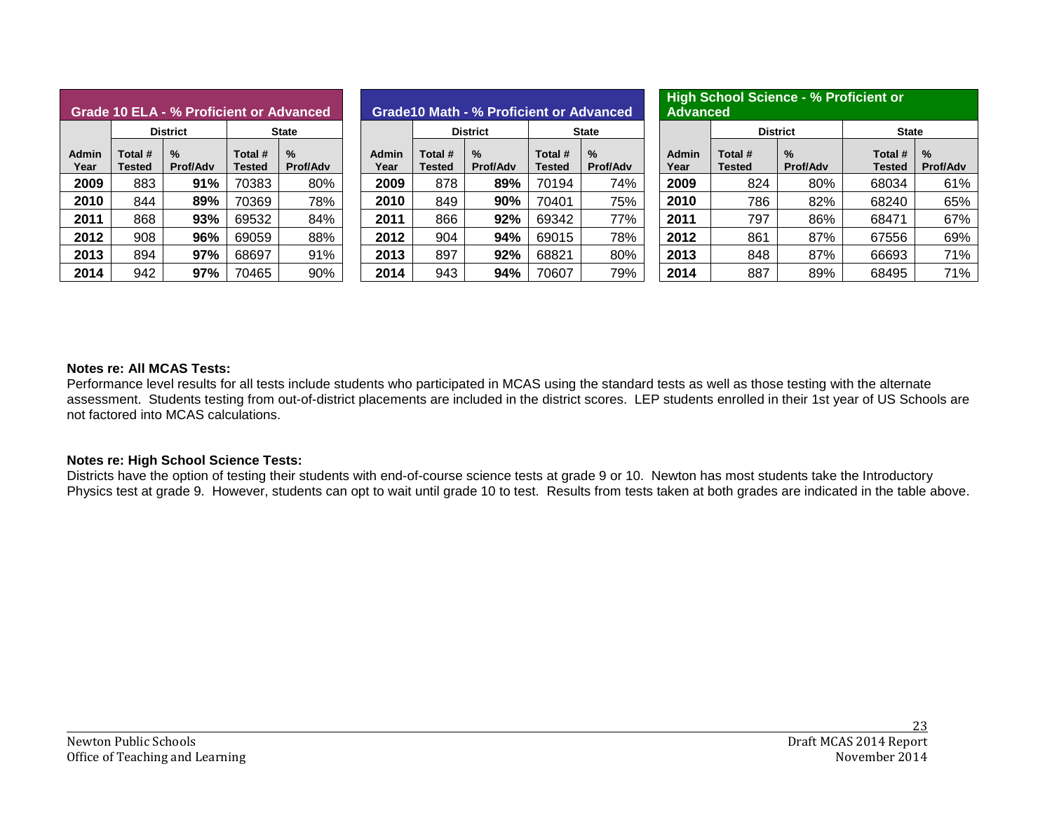| Grade 10 ELA - % Proficient or Advanced | | | | |
|---|---|---|---|---|
| | District | | State | |
| Admin Year | Total # Tested | % Prof/Adv | Total # Tested | % Prof/Adv |
| **2009** | 883 | **91%** | 70383 | 80% |
| **2010** | 844 | **89%** | 70369 | 78% |
| **2011** | 868 | **93%** | 69532 | 84% |
| **2012** | 908 | **96%** | 69059 | 88% |
| **2013** | 894 | **97%** | 68697 | 91% |
| **2014** | 942 | **97%** | 70465 | 90% |

| Grade10 Math - % Proficient or Advanced | | | | |
|---|---|---|---|---|
| | District | | State | |
| Admin Year | Total # Tested | % Prof/Adv | Total # Tested | % Prof/Adv |
| **2009** | 878 | **89%** | 70194 | 74% |
| **2010** | 849 | **90%** | 70401 | 75% |
| **2011** | 866 | **92%** | 69342 | 77% |
| **2012** | 904 | **94%** | 69015 | 78% |
| **2013** | 897 | **92%** | 68821 | 80% |
| **2014** | 943 | **94%** | 70607 | 79% |

| High School Science - % Proficient or Advanced | | | | |
|---|---|---|---|---|
| | District | | State | |
| Admin Year | Total # Tested | % Prof/Adv | Total # Tested | % Prof/Adv |
| **2009** | 824 | 80% | 68034 | 61% |
| **2010** | 786 | 82% | 68240 | 65% |
| **2011** | 797 | 86% | 68471 | 67% |
| **2012** | 861 | 87% | 67556 | 69% |
| **2013** | 848 | 87% | 66693 | 71% |
| **2014** | 887 | 89% | 68495 | 71% |

**Notes re: All MCAS Tests:**
Performance level results for all tests include students who participated in MCAS using the standard tests as well as those testing with the alternate assessment. Students testing from out-of-district placements are included in the district scores. LEP students enrolled in their 1st year of US Schools are not factored into MCAS calculations.

**Notes re: High School Science Tests:**
Districts have the option of testing their students with end-of-course science tests at grade 9 or 10. Newton has most students take the Introductory Physics test at grade 9. However, students can opt to wait until grade 10 to test. Results from tests taken at both grades are indicated in the table above.